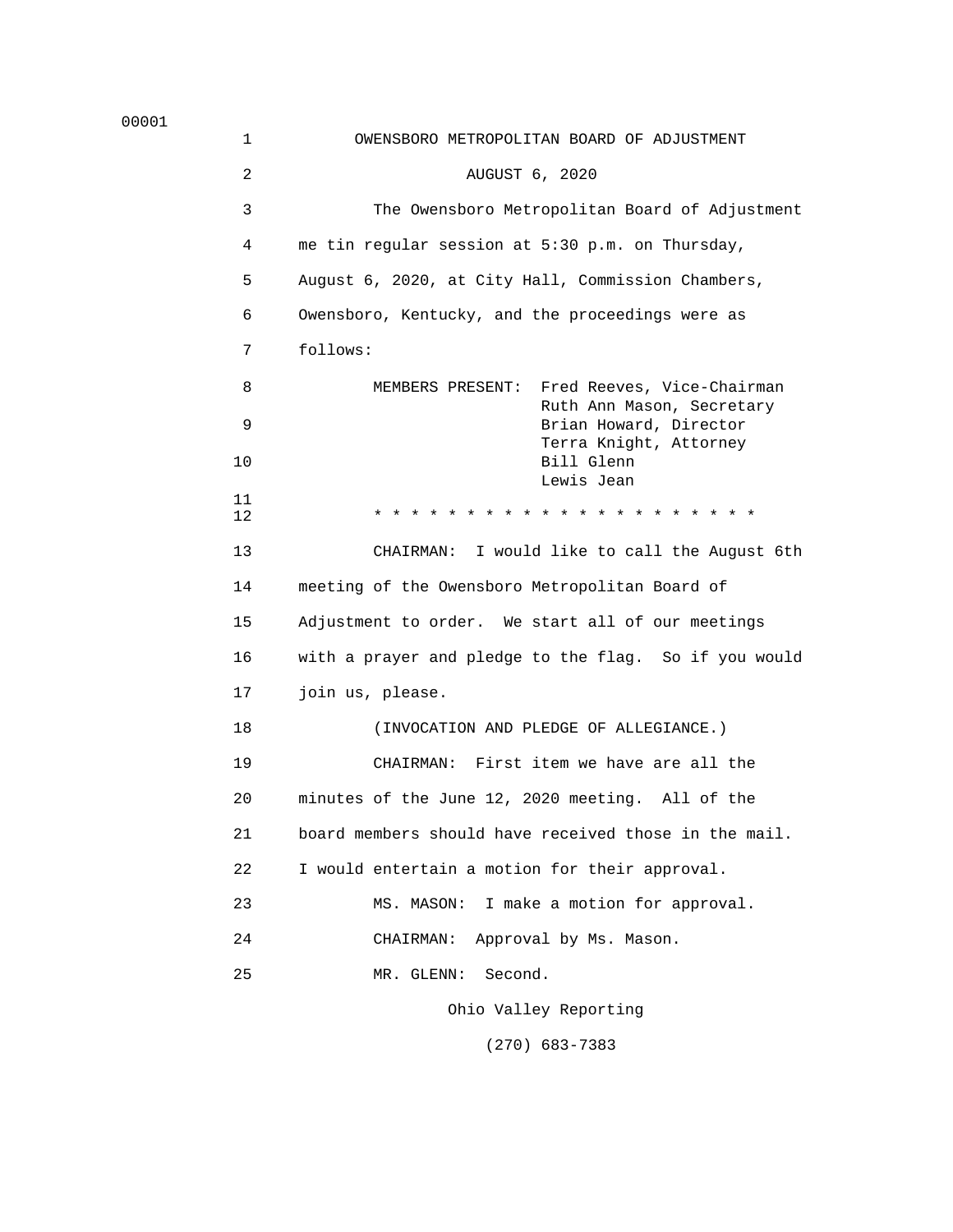OWENSBORO METROPOLITAN BOARD OF ADJUSTMENT

AUGUST 6, 2020

The Owensboro Metropolitan Board of Adjustment me tin regular session at 5:30 p.m. on Thursday, August 6, 2020, at City Hall, Commission Chambers, Owensboro, Kentucky, and the proceedings were as follows:

MEMBERS PRESENT: Fred Reeves, Vice-Chairman
Ruth Ann Mason, Secretary
Brian Howard, Director
Terra Knight, Attorney
Bill Glenn
Lewis Jean

* * * * * * * * * * * * * * * * * * * * *

CHAIRMAN: I would like to call the August 6th meeting of the Owensboro Metropolitan Board of Adjustment to order. We start all of our meetings with a prayer and pledge to the flag. So if you would join us, please.

(INVOCATION AND PLEDGE OF ALLEGIANCE.)

CHAIRMAN: First item we have are all the minutes of the June 12, 2020 meeting. All of the board members should have received those in the mail. I would entertain a motion for their approval.

MS. MASON: I make a motion for approval.

CHAIRMAN: Approval by Ms. Mason.

MR. GLENN: Second.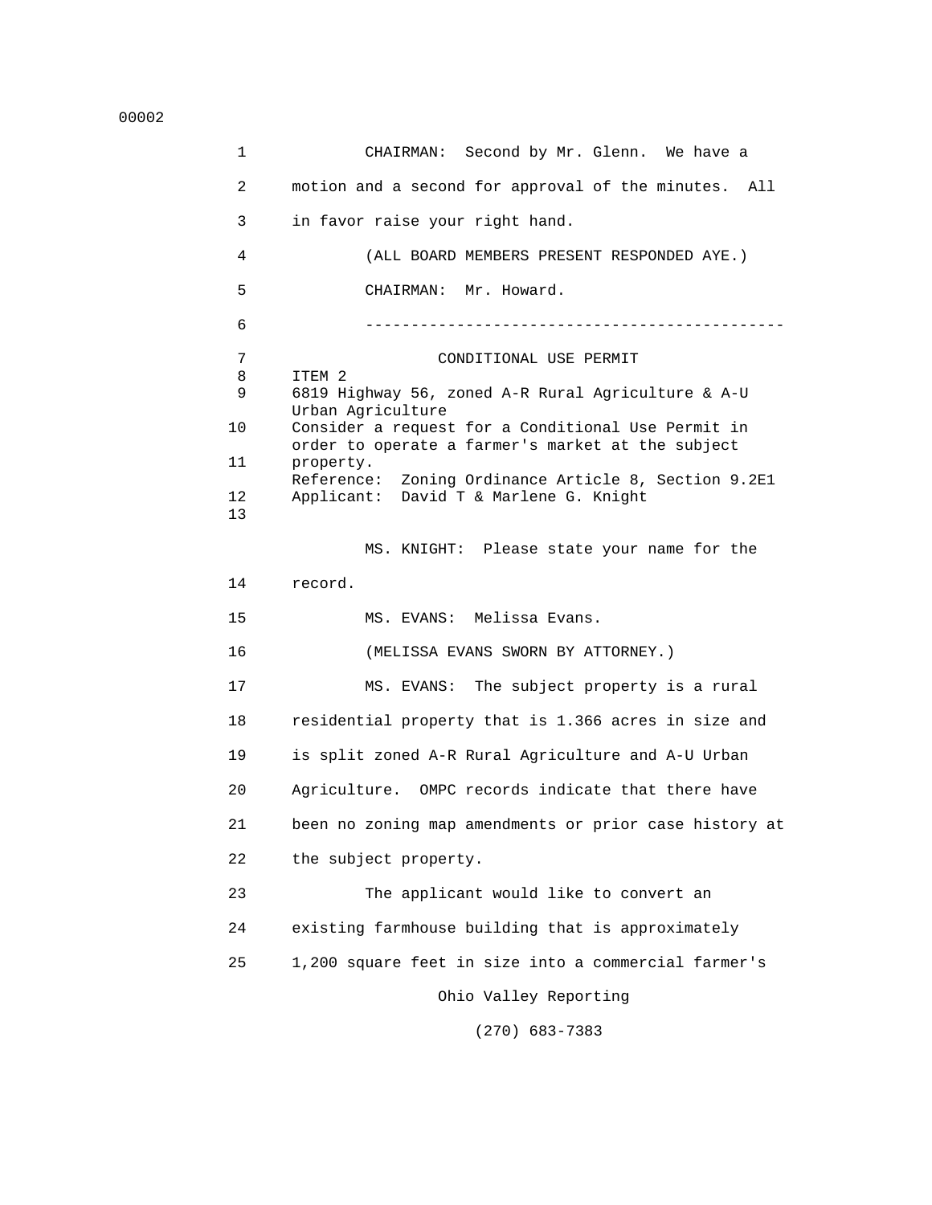CHAIRMAN: Second by Mr. Glenn. We have a motion and a second for approval of the minutes. All in favor raise your right hand.

(ALL BOARD MEMBERS PRESENT RESPONDED AYE.)

CHAIRMAN: Mr. Howard.

---

CONDITIONAL USE PERMIT

ITEM 2

6819 Highway 56, zoned A-R Rural Agriculture & A-U Urban Agriculture

Consider a request for a Conditional Use Permit in order to operate a farmer's market at the subject property.

Reference: Zoning Ordinance Article 8, Section 9.2E1

Applicant: David T & Marlene G. Knight

MS. KNIGHT: Please state your name for the record.

MS. EVANS: Melissa Evans.

(MELISSA EVANS SWORN BY ATTORNEY.)

MS. EVANS: The subject property is a rural residential property that is 1.366 acres in size and is split zoned A-R Rural Agriculture and A-U Urban Agriculture. OMPC records indicate that there have been no zoning map amendments or prior case history at the subject property.

The applicant would like to convert an existing farmhouse building that is approximately 1,200 square feet in size into a commercial farmer's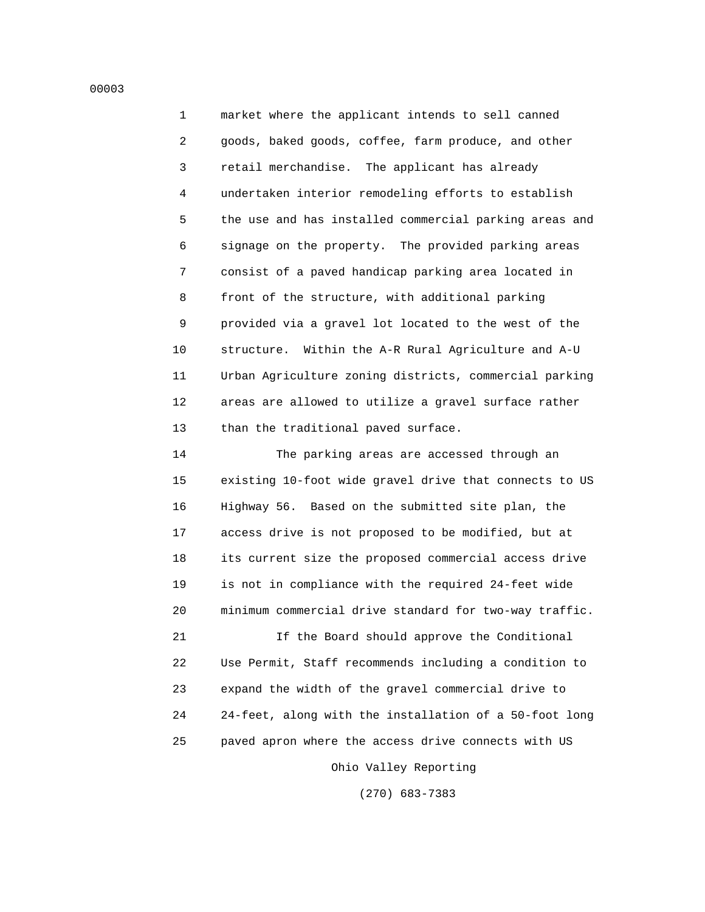market where the applicant intends to sell canned goods, baked goods, coffee, farm produce, and other retail merchandise. The applicant has already undertaken interior remodeling efforts to establish the use and has installed commercial parking areas and signage on the property. The provided parking areas consist of a paved handicap parking area located in front of the structure, with additional parking provided via a gravel lot located to the west of the structure. Within the A-R Rural Agriculture and A-U Urban Agriculture zoning districts, commercial parking areas are allowed to utilize a gravel surface rather than the traditional paved surface.

The parking areas are accessed through an existing 10-foot wide gravel drive that connects to US Highway 56. Based on the submitted site plan, the access drive is not proposed to be modified, but at its current size the proposed commercial access drive is not in compliance with the required 24-feet wide minimum commercial drive standard for two-way traffic.

If the Board should approve the Conditional Use Permit, Staff recommends including a condition to expand the width of the gravel commercial drive to 24-feet, along with the installation of a 50-foot long paved apron where the access drive connects with US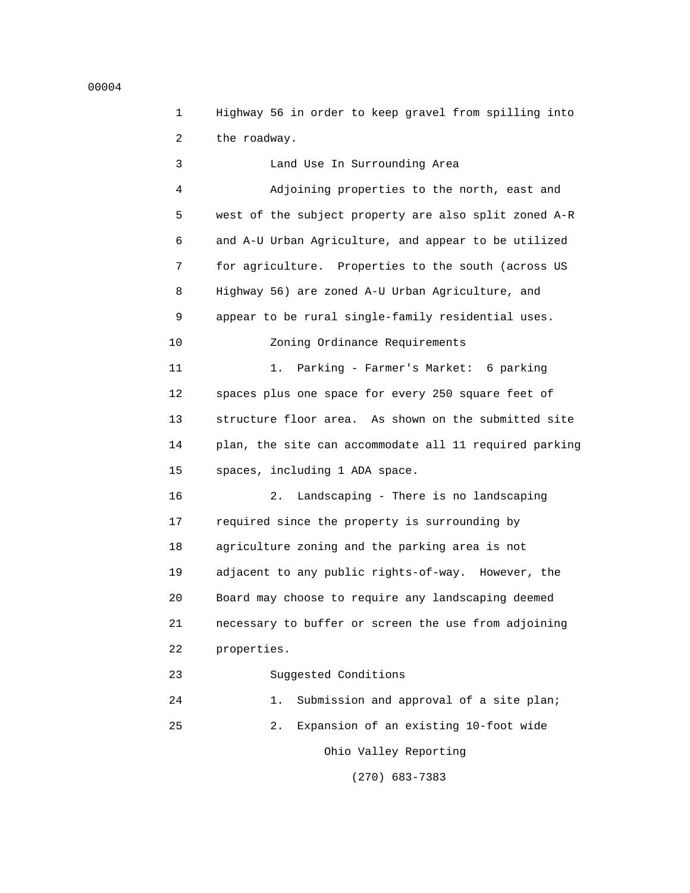Highway 56 in order to keep gravel from spilling into the roadway.

Land Use In Surrounding Area

Adjoining properties to the north, east and west of the subject property are also split zoned A-R and A-U Urban Agriculture, and appear to be utilized for agriculture. Properties to the south (across US Highway 56) are zoned A-U Urban Agriculture, and appear to be rural single-family residential uses.

Zoning Ordinance Requirements

1. Parking - Farmer's Market: 6 parking spaces plus one space for every 250 square feet of structure floor area. As shown on the submitted site plan, the site can accommodate all 11 required parking spaces, including 1 ADA space.

2. Landscaping - There is no landscaping required since the property is surrounding by agriculture zoning and the parking area is not adjacent to any public rights-of-way. However, the Board may choose to require any landscaping deemed necessary to buffer or screen the use from adjoining properties.

Suggested Conditions

1. Submission and approval of a site plan;

2. Expansion of an existing 10-foot wide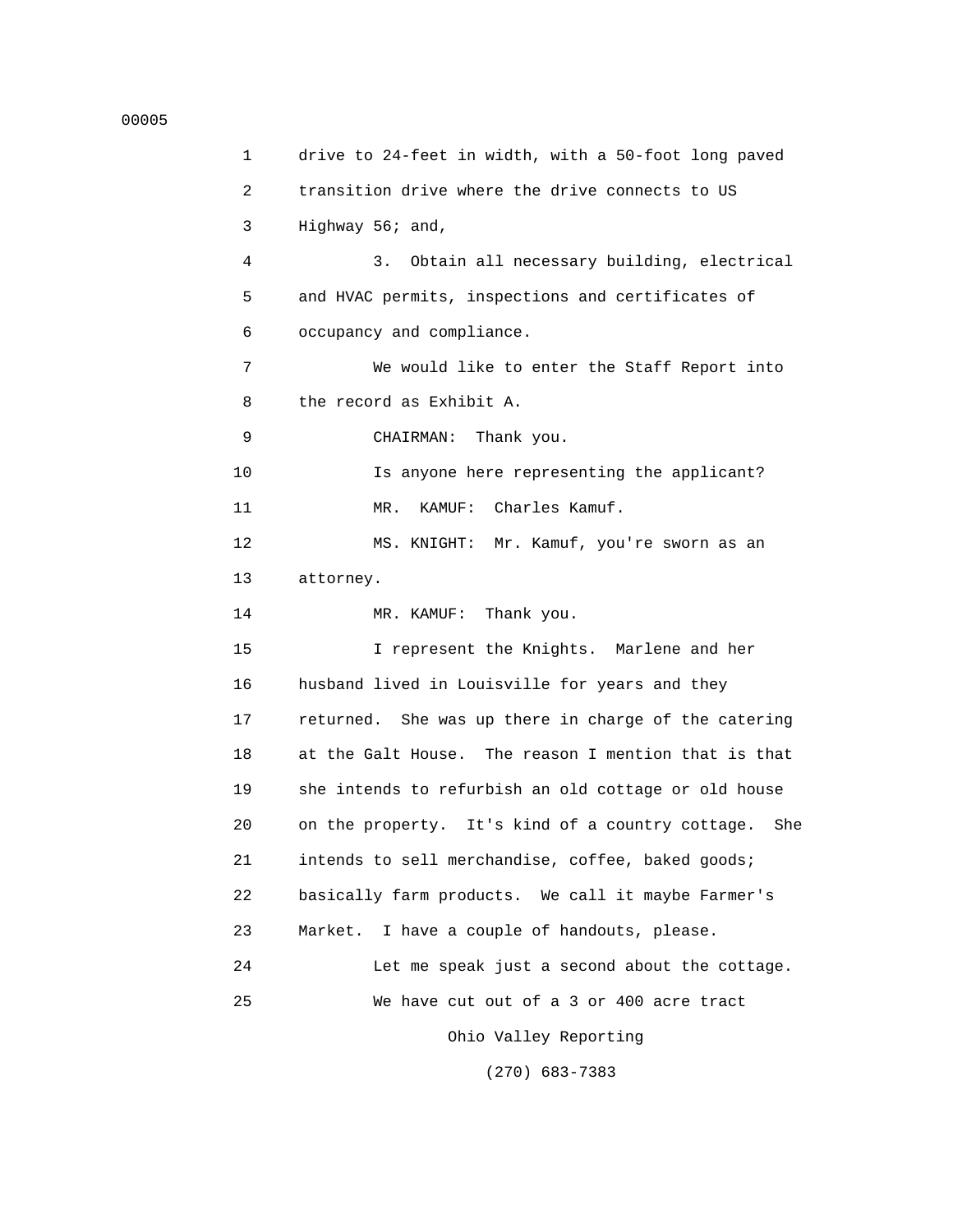drive to 24-feet in width, with a 50-foot long paved transition drive where the drive connects to US Highway 56; and,

3. Obtain all necessary building, electrical and HVAC permits, inspections and certificates of occupancy and compliance.

We would like to enter the Staff Report into the record as Exhibit A.

CHAIRMAN: Thank you.

Is anyone here representing the applicant?

MR. KAMUF: Charles Kamuf.

MS. KNIGHT: Mr. Kamuf, you're sworn as an attorney.

MR. KAMUF: Thank you.

I represent the Knights. Marlene and her husband lived in Louisville for years and they returned. She was up there in charge of the catering at the Galt House. The reason I mention that is that she intends to refurbish an old cottage or old house on the property. It's kind of a country cottage. She intends to sell merchandise, coffee, baked goods; basically farm products. We call it maybe Farmer's Market. I have a couple of handouts, please.

Let me speak just a second about the cottage.

We have cut out of a 3 or 400 acre tract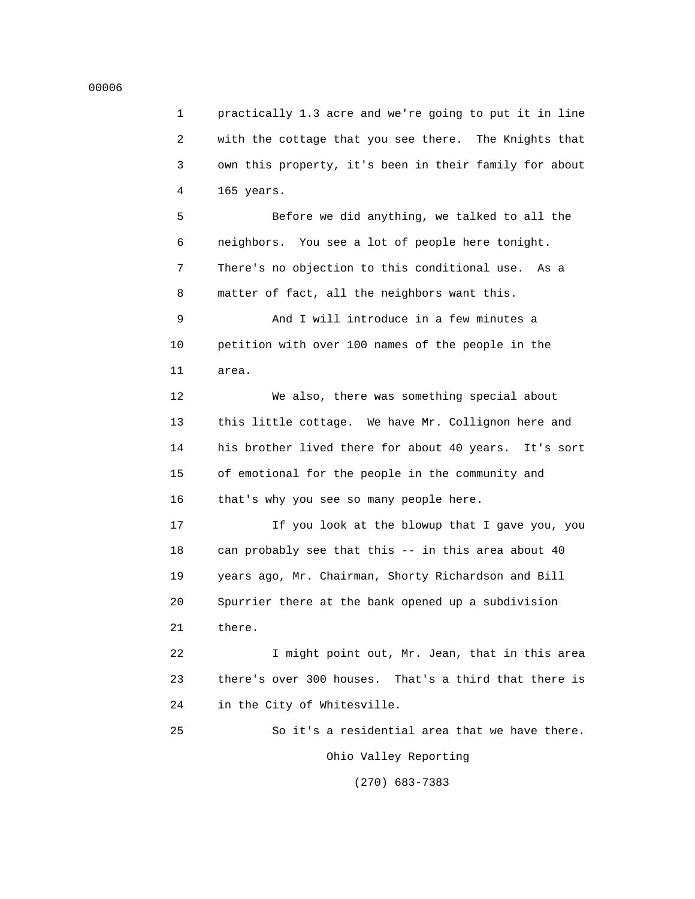practically 1.3 acre and we're going to put it in line with the cottage that you see there. The Knights that own this property, it's been in their family for about 165 years.

Before we did anything, we talked to all the neighbors. You see a lot of people here tonight. There's no objection to this conditional use. As a matter of fact, all the neighbors want this.

And I will introduce in a few minutes a petition with over 100 names of the people in the area.

We also, there was something special about this little cottage. We have Mr. Collignon here and his brother lived there for about 40 years. It's sort of emotional for the people in the community and that's why you see so many people here.

If you look at the blowup that I gave you, you can probably see that this -- in this area about 40 years ago, Mr. Chairman, Shorty Richardson and Bill Spurrier there at the bank opened up a subdivision there.

I might point out, Mr. Jean, that in this area there's over 300 houses. That's a third that there is in the City of Whitesville.

So it's a residential area that we have there.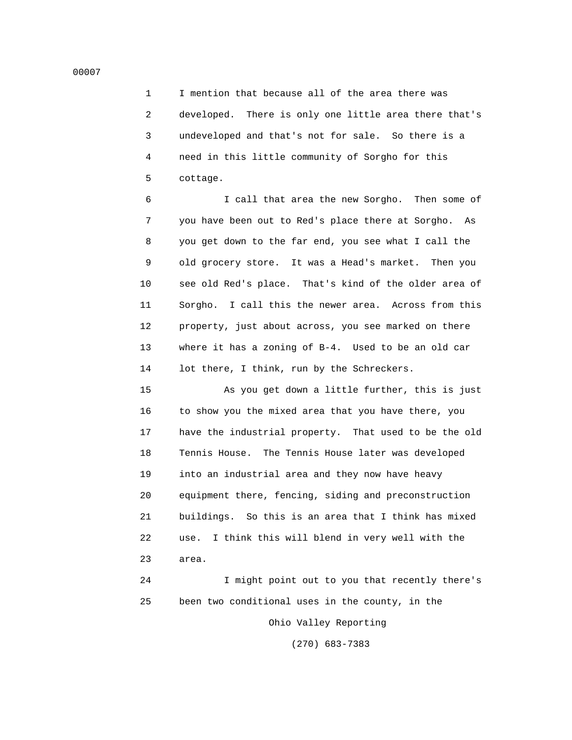I mention that because all of the area there was developed. There is only one little area there that's undeveloped and that's not for sale. So there is a need in this little community of Sorgho for this cottage.

I call that area the new Sorgho. Then some of you have been out to Red's place there at Sorgho. As you get down to the far end, you see what I call the old grocery store. It was a Head's market. Then you see old Red's place. That's kind of the older area of Sorgho. I call this the newer area. Across from this property, just about across, you see marked on there where it has a zoning of B-4. Used to be an old car lot there, I think, run by the Schreckers.

As you get down a little further, this is just to show you the mixed area that you have there, you have the industrial property. That used to be the old Tennis House. The Tennis House later was developed into an industrial area and they now have heavy equipment there, fencing, siding and preconstruction buildings. So this is an area that I think has mixed use. I think this will blend in very well with the area.

I might point out to you that recently there's been two conditional uses in the county, in the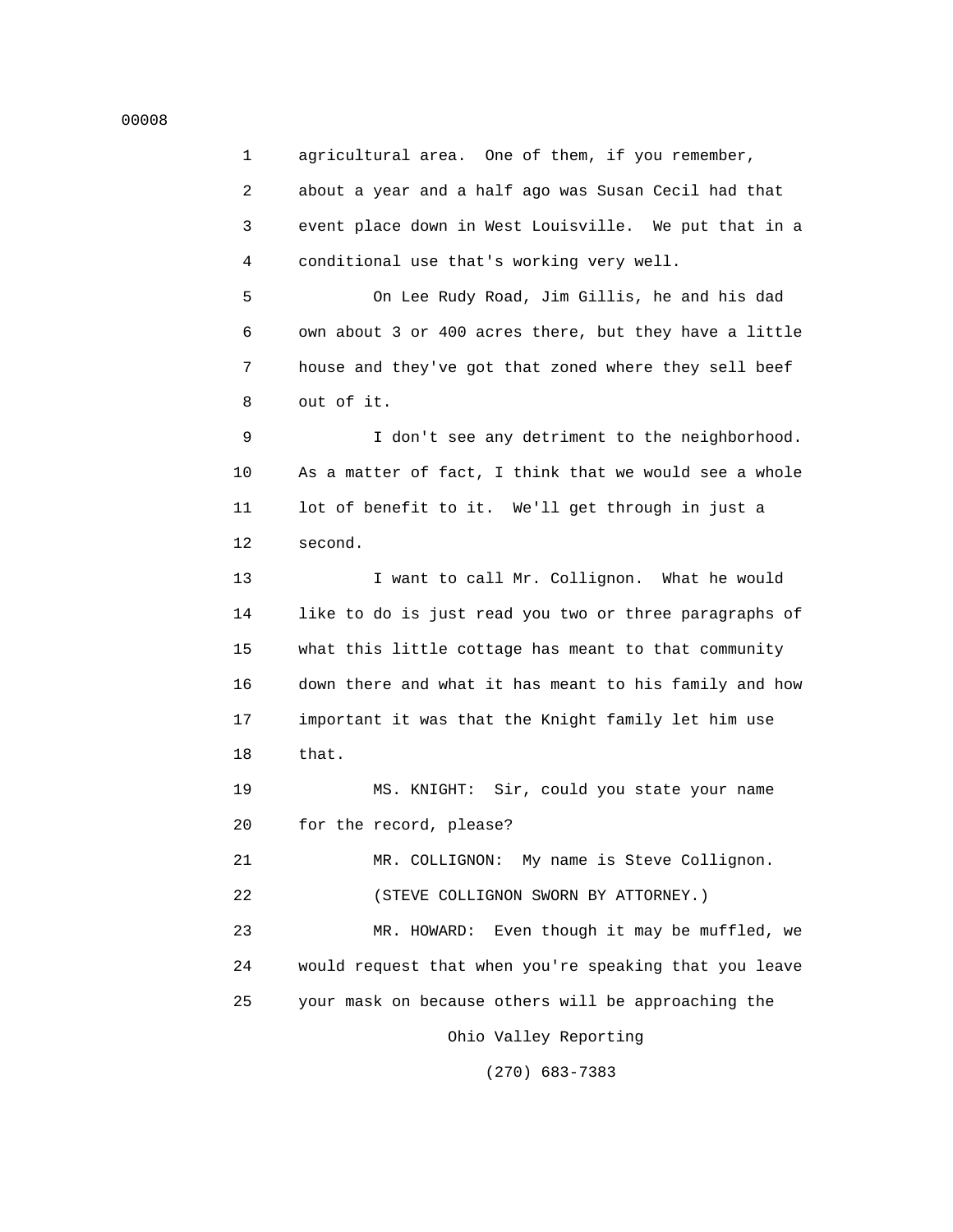1 agricultural area. One of them, if you remember,
2 about a year and a half ago was Susan Cecil had that
3 event place down in West Louisville. We put that in a
4 conditional use that's working very well.

5 On Lee Rudy Road, Jim Gillis, he and his dad
6 own about 3 or 400 acres there, but they have a little
7 house and they've got that zoned where they sell beef
8 out of it.

9 I don't see any detriment to the neighborhood.
10 As a matter of fact, I think that we would see a whole
11 lot of benefit to it. We'll get through in just a
12 second.

13 I want to call Mr. Collignon. What he would
14 like to do is just read you two or three paragraphs of
15 what this little cottage has meant to that community
16 down there and what it has meant to his family and how
17 important it was that the Knight family let him use
18 that.

19 MS. KNIGHT: Sir, could you state your name
20 for the record, please?

21 MR. COLLIGNON: My name is Steve Collignon.

22 (STEVE COLLIGNON SWORN BY ATTORNEY.)

23 MR. HOWARD: Even though it may be muffled, we
24 would request that when you're speaking that you leave
25 your mask on because others will be approaching the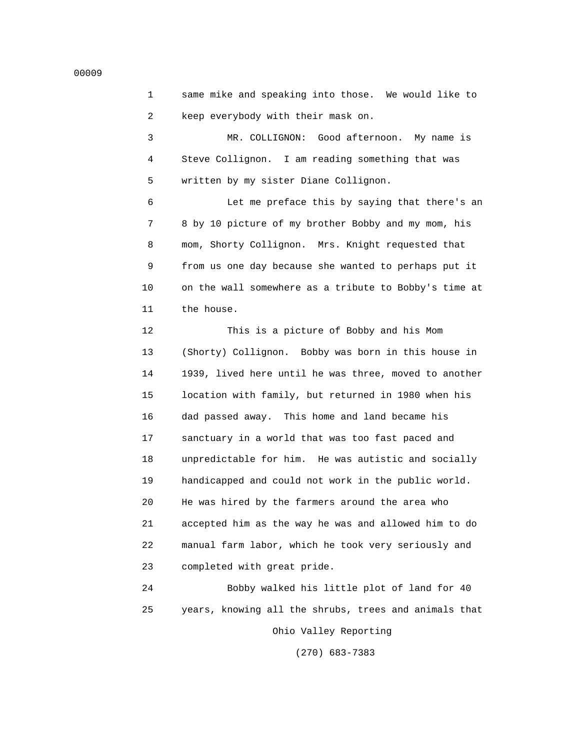same mike and speaking into those. We would like to keep everybody with their mask on.

MR. COLLIGNON: Good afternoon. My name is Steve Collignon. I am reading something that was written by my sister Diane Collignon.

Let me preface this by saying that there's an 8 by 10 picture of my brother Bobby and my mom, his mom, Shorty Collignon. Mrs. Knight requested that from us one day because she wanted to perhaps put it on the wall somewhere as a tribute to Bobby's time at the house.

This is a picture of Bobby and his Mom (Shorty) Collignon. Bobby was born in this house in 1939, lived here until he was three, moved to another location with family, but returned in 1980 when his dad passed away. This home and land became his sanctuary in a world that was too fast paced and unpredictable for him. He was autistic and socially handicapped and could not work in the public world. He was hired by the farmers around the area who accepted him as the way he was and allowed him to do manual farm labor, which he took very seriously and completed with great pride.

Bobby walked his little plot of land for 40 years, knowing all the shrubs, trees and animals that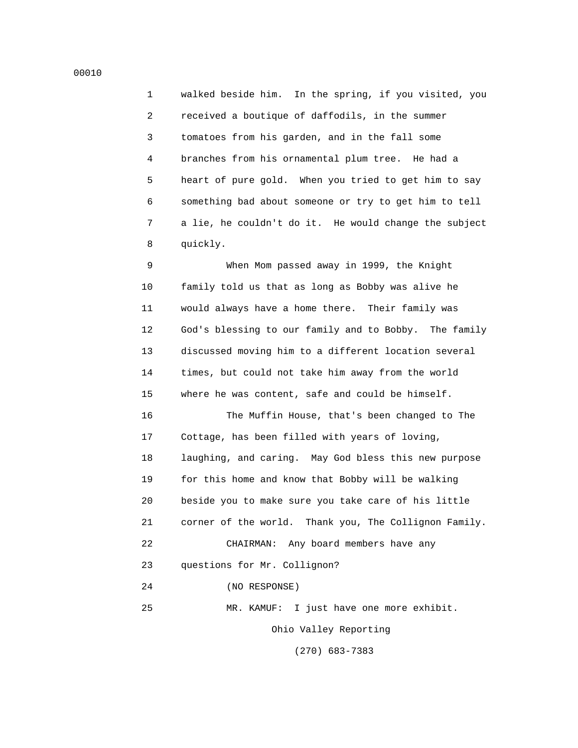walked beside him. In the spring, if you visited, you received a boutique of daffodils, in the summer tomatoes from his garden, and in the fall some branches from his ornamental plum tree. He had a heart of pure gold. When you tried to get him to say something bad about someone or try to get him to tell a lie, he couldn't do it. He would change the subject quickly.

When Mom passed away in 1999, the Knight family told us that as long as Bobby was alive he would always have a home there. Their family was God's blessing to our family and to Bobby. The family discussed moving him to a different location several times, but could not take him away from the world where he was content, safe and could be himself.

The Muffin House, that's been changed to The Cottage, has been filled with years of loving, laughing, and caring. May God bless this new purpose for this home and know that Bobby will be walking beside you to make sure you take care of his little corner of the world. Thank you, The Collignon Family.

CHAIRMAN: Any board members have any questions for Mr. Collignon?

(NO RESPONSE)

MR. KAMUF: I just have one more exhibit.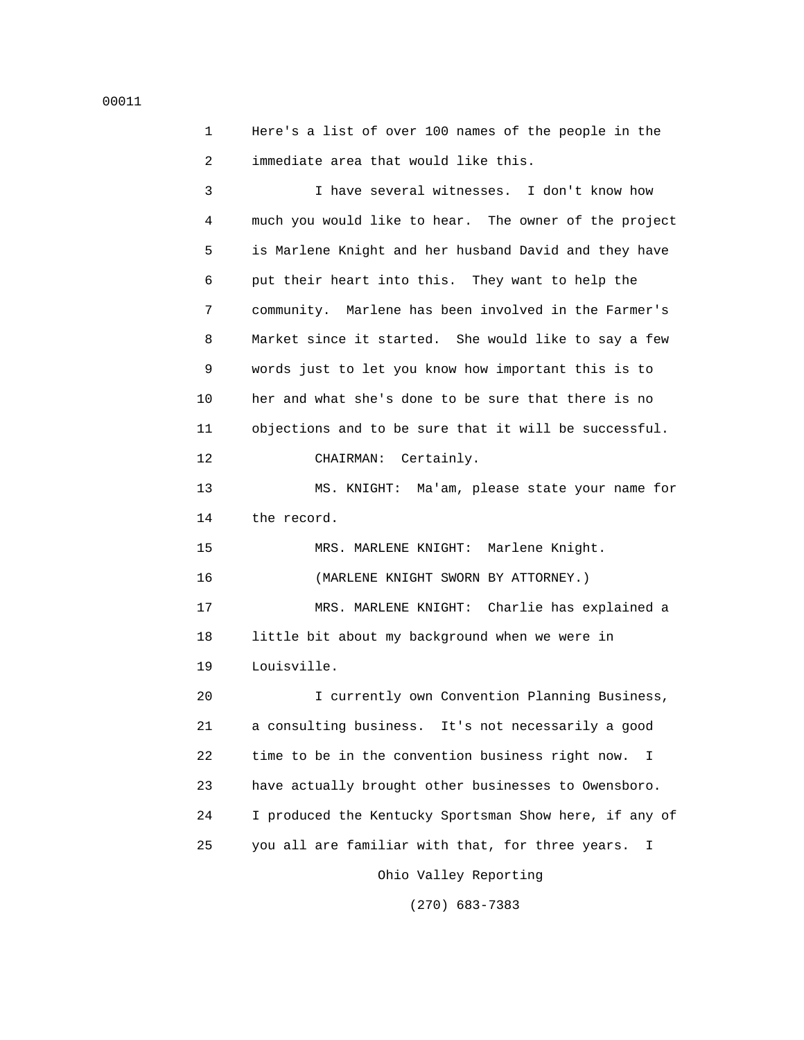1 Here's a list of over 100 names of the people in the
2 immediate area that would like this.

3 I have several witnesses. I don't know how
4 much you would like to hear. The owner of the project
5 is Marlene Knight and her husband David and they have
6 put their heart into this. They want to help the
7 community. Marlene has been involved in the Farmer's
8 Market since it started. She would like to say a few
9 words just to let you know how important this is to
10 her and what she's done to be sure that there is no
11 objections and to be sure that it will be successful.

12 CHAIRMAN: Certainly.

13 MS. KNIGHT: Ma'am, please state your name for
14 the record.

15 MRS. MARLENE KNIGHT: Marlene Knight.

16 (MARLENE KNIGHT SWORN BY ATTORNEY.)

17 MRS. MARLENE KNIGHT: Charlie has explained a
18 little bit about my background when we were in
19 Louisville.

20 I currently own Convention Planning Business,
21 a consulting business. It's not necessarily a good
22 time to be in the convention business right now. I
23 have actually brought other businesses to Owensboro.
24 I produced the Kentucky Sportsman Show here, if any of
25 you all are familiar with that, for three years. I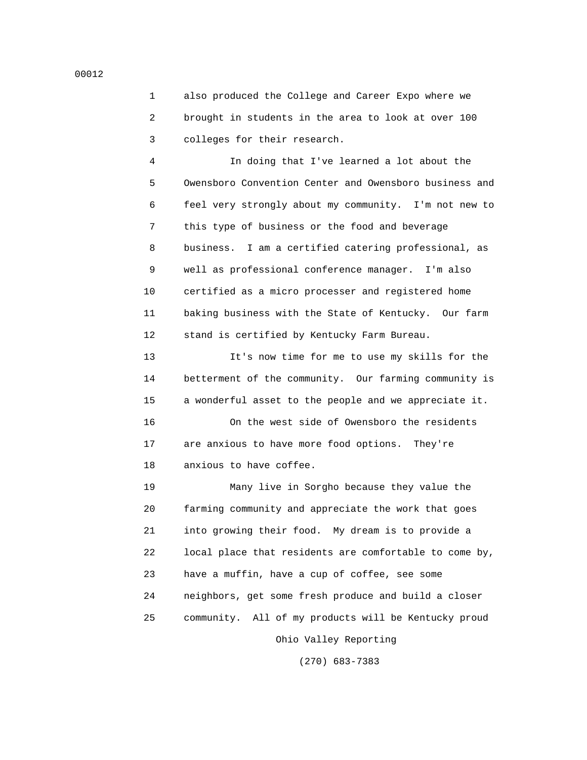also produced the College and Career Expo where we brought in students in the area to look at over 100 colleges for their research.

In doing that I've learned a lot about the Owensboro Convention Center and Owensboro business and feel very strongly about my community. I'm not new to this type of business or the food and beverage business. I am a certified catering professional, as well as professional conference manager. I'm also certified as a micro processer and registered home baking business with the State of Kentucky. Our farm stand is certified by Kentucky Farm Bureau.

It's now time for me to use my skills for the betterment of the community. Our farming community is a wonderful asset to the people and we appreciate it.

On the west side of Owensboro the residents are anxious to have more food options. They're anxious to have coffee.

Many live in Sorgho because they value the farming community and appreciate the work that goes into growing their food. My dream is to provide a local place that residents are comfortable to come by, have a muffin, have a cup of coffee, see some neighbors, get some fresh produce and build a closer community. All of my products will be Kentucky proud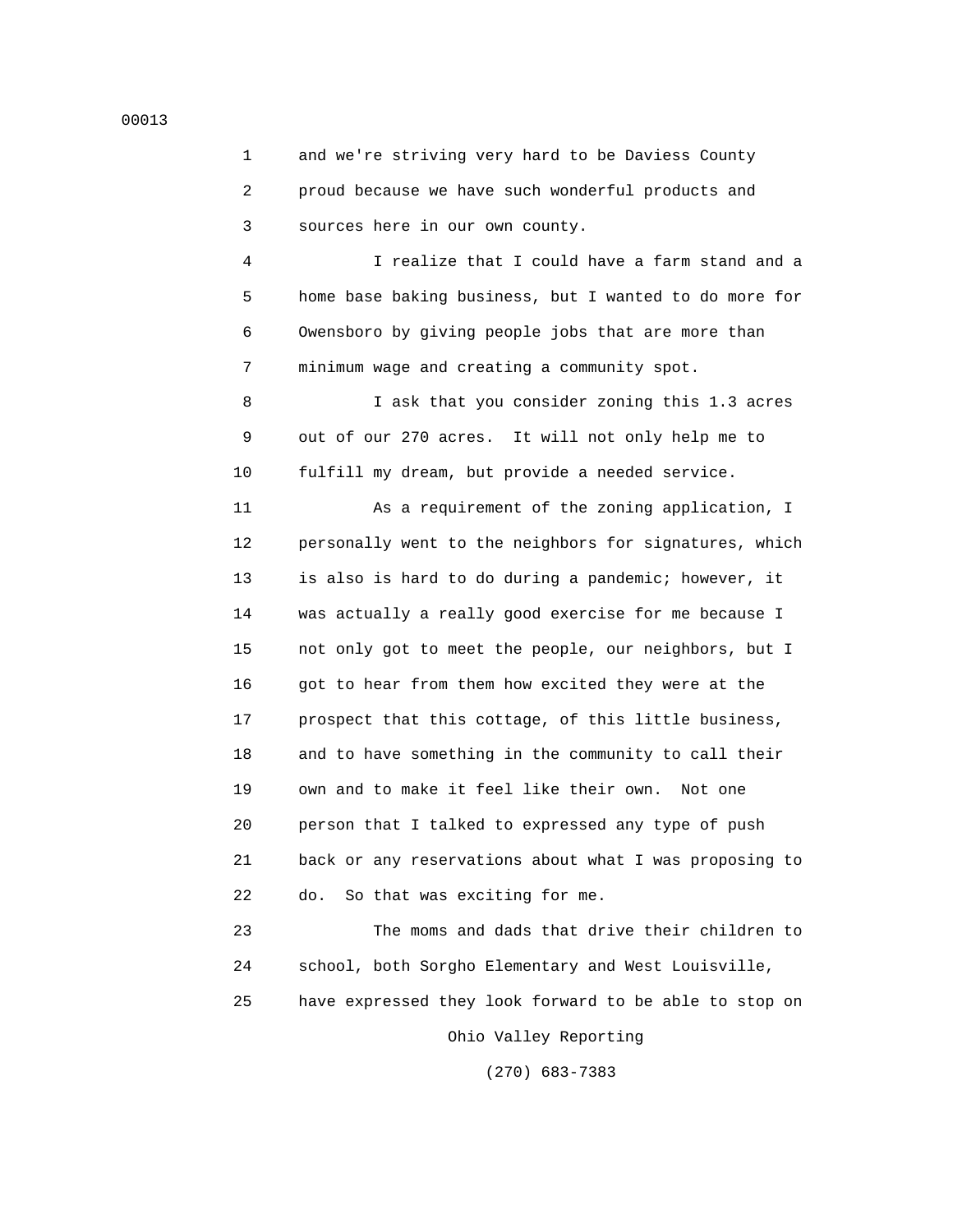and we're striving very hard to be Daviess County proud because we have such wonderful products and sources here in our own county.

I realize that I could have a farm stand and a home base baking business, but I wanted to do more for Owensboro by giving people jobs that are more than minimum wage and creating a community spot.

I ask that you consider zoning this 1.3 acres out of our 270 acres. It will not only help me to fulfill my dream, but provide a needed service.

As a requirement of the zoning application, I personally went to the neighbors for signatures, which is also is hard to do during a pandemic; however, it was actually a really good exercise for me because I not only got to meet the people, our neighbors, but I got to hear from them how excited they were at the prospect that this cottage, of this little business, and to have something in the community to call their own and to make it feel like their own. Not one person that I talked to expressed any type of push back or any reservations about what I was proposing to do. So that was exciting for me.

The moms and dads that drive their children to school, both Sorgho Elementary and West Louisville, have expressed they look forward to be able to stop on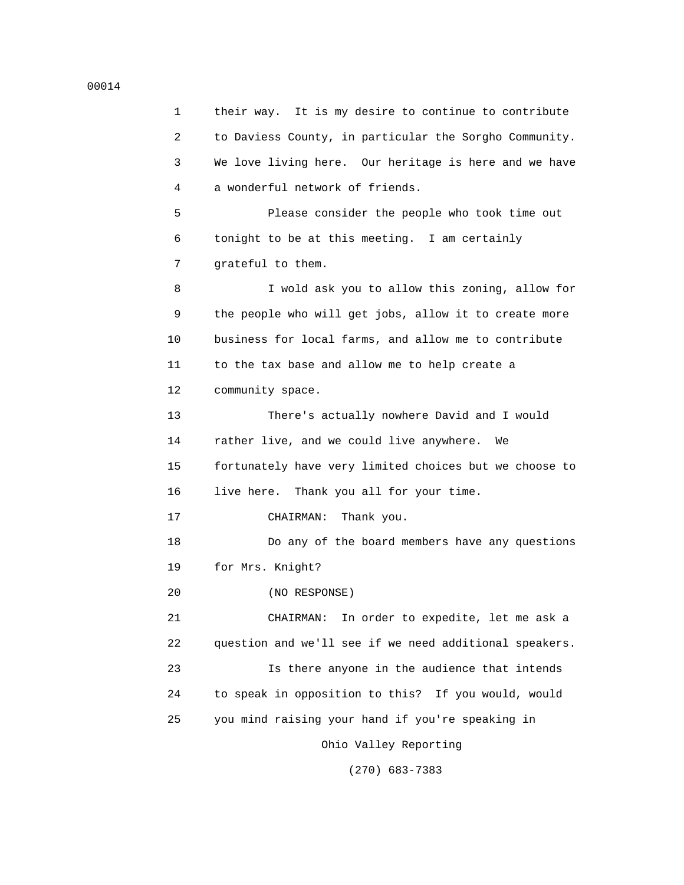their way. It is my desire to continue to contribute to Daviess County, in particular the Sorgho Community. We love living here. Our heritage is here and we have a wonderful network of friends.

Please consider the people who took time out tonight to be at this meeting. I am certainly grateful to them.

I wold ask you to allow this zoning, allow for the people who will get jobs, allow it to create more business for local farms, and allow me to contribute to the tax base and allow me to help create a community space.

There's actually nowhere David and I would rather live, and we could live anywhere. We fortunately have very limited choices but we choose to live here. Thank you all for your time.

CHAIRMAN: Thank you.

Do any of the board members have any questions for Mrs. Knight?

(NO RESPONSE)

CHAIRMAN: In order to expedite, let me ask a question and we'll see if we need additional speakers.

Is there anyone in the audience that intends to speak in opposition to this? If you would, would you mind raising your hand if you're speaking in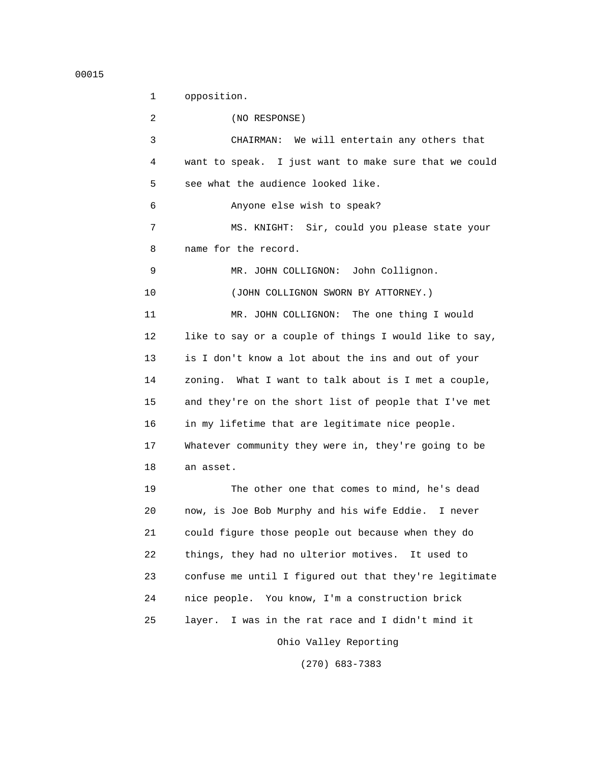opposition.

(NO RESPONSE)

CHAIRMAN: We will entertain any others that want to speak. I just want to make sure that we could see what the audience looked like.

Anyone else wish to speak?

MS. KNIGHT: Sir, could you please state your name for the record.

MR. JOHN COLLIGNON: John Collignon.

(JOHN COLLIGNON SWORN BY ATTORNEY.)

MR. JOHN COLLIGNON: The one thing I would like to say or a couple of things I would like to say, is I don't know a lot about the ins and out of your zoning. What I want to talk about is I met a couple, and they're on the short list of people that I've met in my lifetime that are legitimate nice people. Whatever community they were in, they're going to be an asset.

The other one that comes to mind, he's dead now, is Joe Bob Murphy and his wife Eddie. I never could figure those people out because when they do things, they had no ulterior motives. It used to confuse me until I figured out that they're legitimate nice people. You know, I'm a construction brick layer. I was in the rat race and I didn't mind it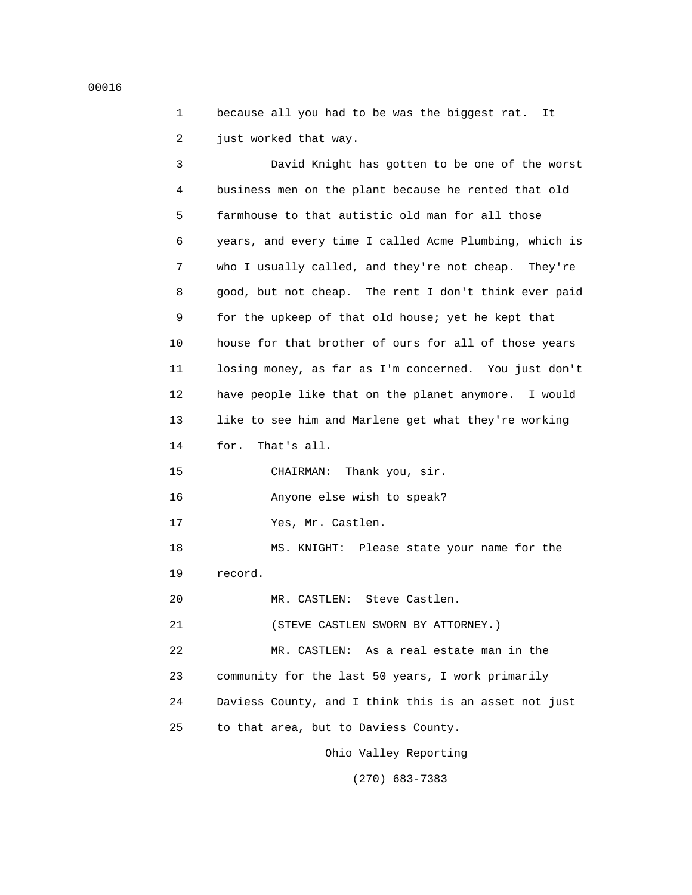because all you had to be was the biggest rat. It just worked that way.

David Knight has gotten to be one of the worst business men on the plant because he rented that old farmhouse to that autistic old man for all those years, and every time I called Acme Plumbing, which is who I usually called, and they're not cheap. They're good, but not cheap. The rent I don't think ever paid for the upkeep of that old house; yet he kept that house for that brother of ours for all of those years losing money, as far as I'm concerned. You just don't have people like that on the planet anymore. I would like to see him and Marlene get what they're working for. That's all.

CHAIRMAN: Thank you, sir.

Anyone else wish to speak?

Yes, Mr. Castlen.

MS. KNIGHT: Please state your name for the record.

MR. CASTLEN: Steve Castlen.

(STEVE CASTLEN SWORN BY ATTORNEY.)

MR. CASTLEN: As a real estate man in the community for the last 50 years, I work primarily Daviess County, and I think this is an asset not just to that area, but to Daviess County.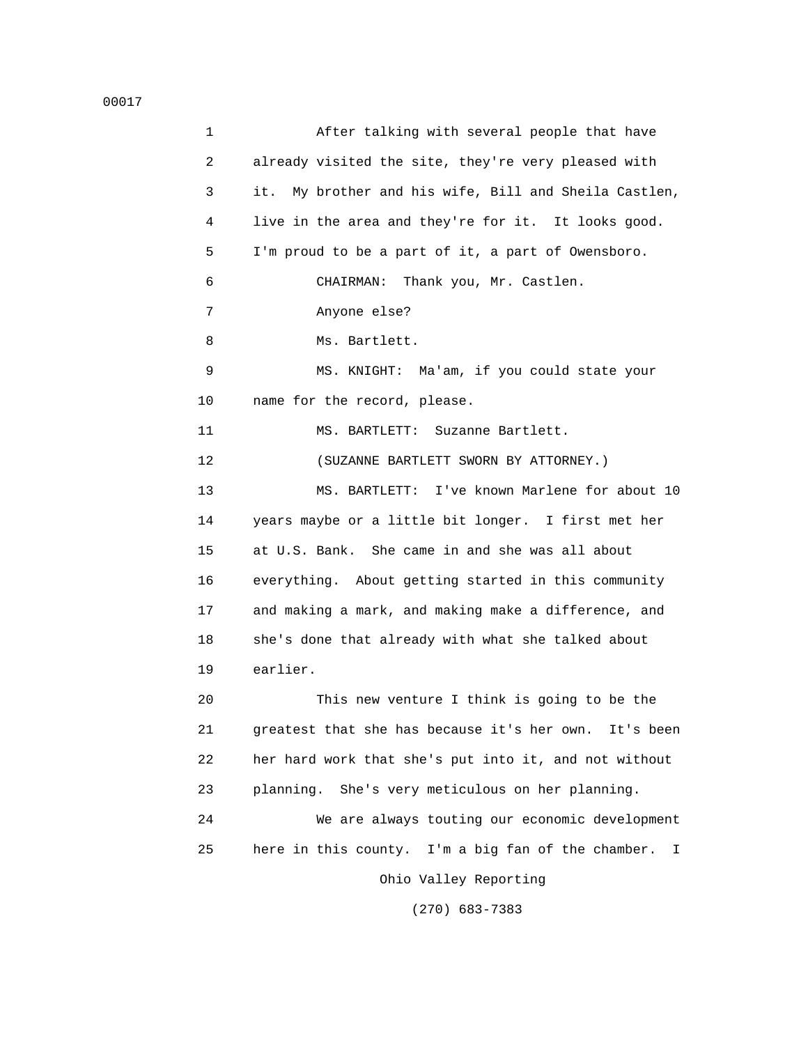00017

1 After talking with several people that have
2 already visited the site, they're very pleased with
3 it. My brother and his wife, Bill and Sheila Castlen,
4 live in the area and they're for it. It looks good.
5 I'm proud to be a part of it, a part of Owensboro.
6 CHAIRMAN: Thank you, Mr. Castlen.
7 Anyone else?
8 Ms. Bartlett.
9 MS. KNIGHT: Ma'am, if you could state your
10 name for the record, please.
11 MS. BARTLETT: Suzanne Bartlett.
12 (SUZANNE BARTLETT SWORN BY ATTORNEY.)
13 MS. BARTLETT: I've known Marlene for about 10
14 years maybe or a little bit longer. I first met her
15 at U.S. Bank. She came in and she was all about
16 everything. About getting started in this community
17 and making a mark, and making make a difference, and
18 she's done that already with what she talked about
19 earlier.
20 This new venture I think is going to be the
21 greatest that she has because it's her own. It's been
22 her hard work that she's put into it, and not without
23 planning. She's very meticulous on her planning.
24 We are always touting our economic development
25 here in this county. I'm a big fan of the chamber. I

Ohio Valley Reporting
(270) 683-7383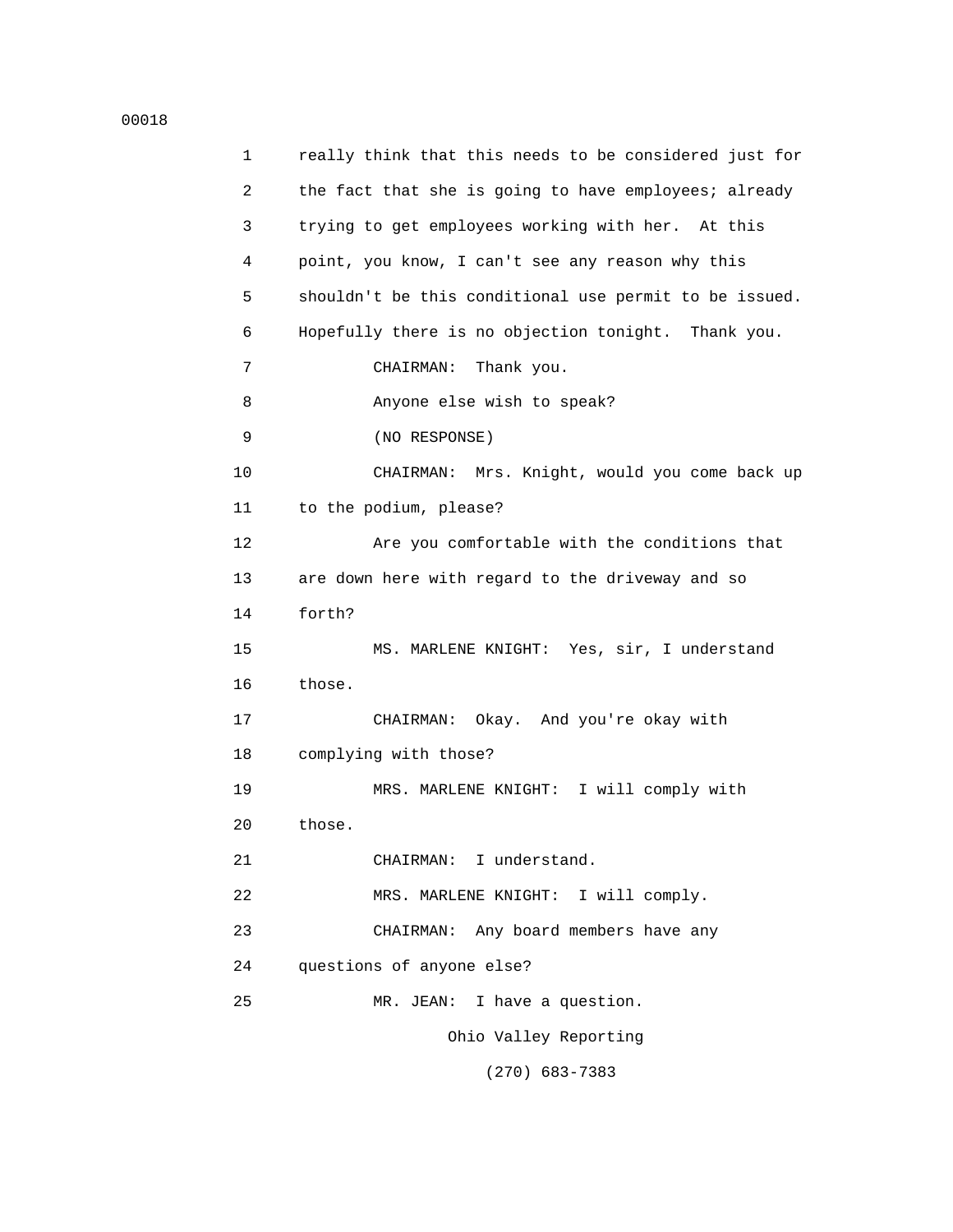really think that this needs to be considered just for the fact that she is going to have employees; already trying to get employees working with her. At this point, you know, I can't see any reason why this shouldn't be this conditional use permit to be issued. Hopefully there is no objection tonight. Thank you.

CHAIRMAN: Thank you.

Anyone else wish to speak?

(NO RESPONSE)

CHAIRMAN: Mrs. Knight, would you come back up to the podium, please?

Are you comfortable with the conditions that are down here with regard to the driveway and so forth?

MS. MARLENE KNIGHT: Yes, sir, I understand those.

CHAIRMAN: Okay. And you're okay with complying with those?

MRS. MARLENE KNIGHT: I will comply with those.

CHAIRMAN: I understand.

MRS. MARLENE KNIGHT: I will comply.

CHAIRMAN: Any board members have any questions of anyone else?

MR. JEAN: I have a question.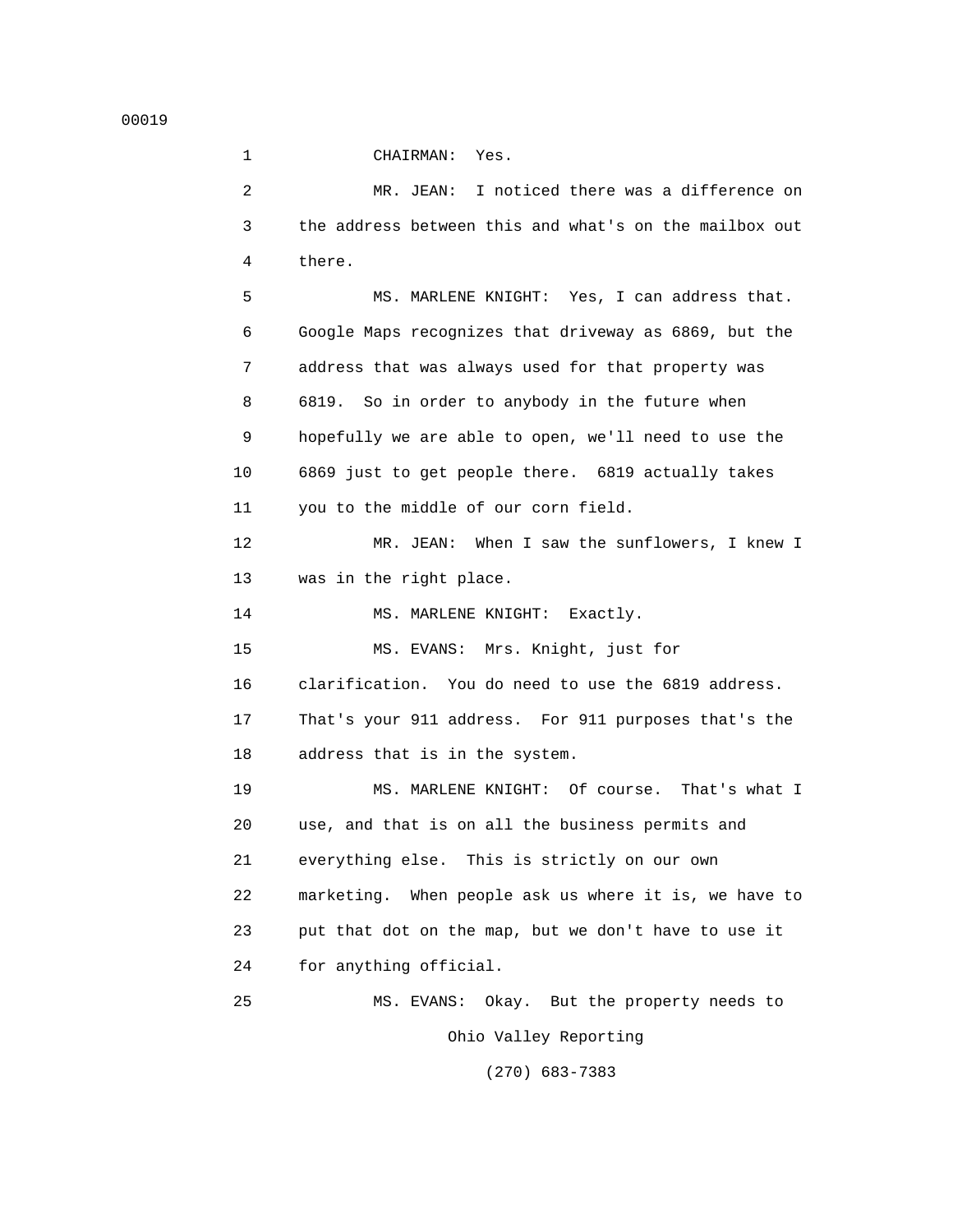1 CHAIRMAN: Yes.

2 MR. JEAN: I noticed there was a difference on

3 the address between this and what's on the mailbox out

4 there.

5 MS. MARLENE KNIGHT: Yes, I can address that.

6 Google Maps recognizes that driveway as 6869, but the

7 address that was always used for that property was

8 6819. So in order to anybody in the future when

9 hopefully we are able to open, we'll need to use the

10 6869 just to get people there. 6819 actually takes

11 you to the middle of our corn field.

12 MR. JEAN: When I saw the sunflowers, I knew I

13 was in the right place.

14 MS. MARLENE KNIGHT: Exactly.

15 MS. EVANS: Mrs. Knight, just for

16 clarification. You do need to use the 6819 address.

17 That's your 911 address. For 911 purposes that's the

18 address that is in the system.

19 MS. MARLENE KNIGHT: Of course. That's what I

20 use, and that is on all the business permits and

21 everything else. This is strictly on our own

22 marketing. When people ask us where it is, we have to

23 put that dot on the map, but we don't have to use it

24 for anything official.

25 MS. EVANS: Okay. But the property needs to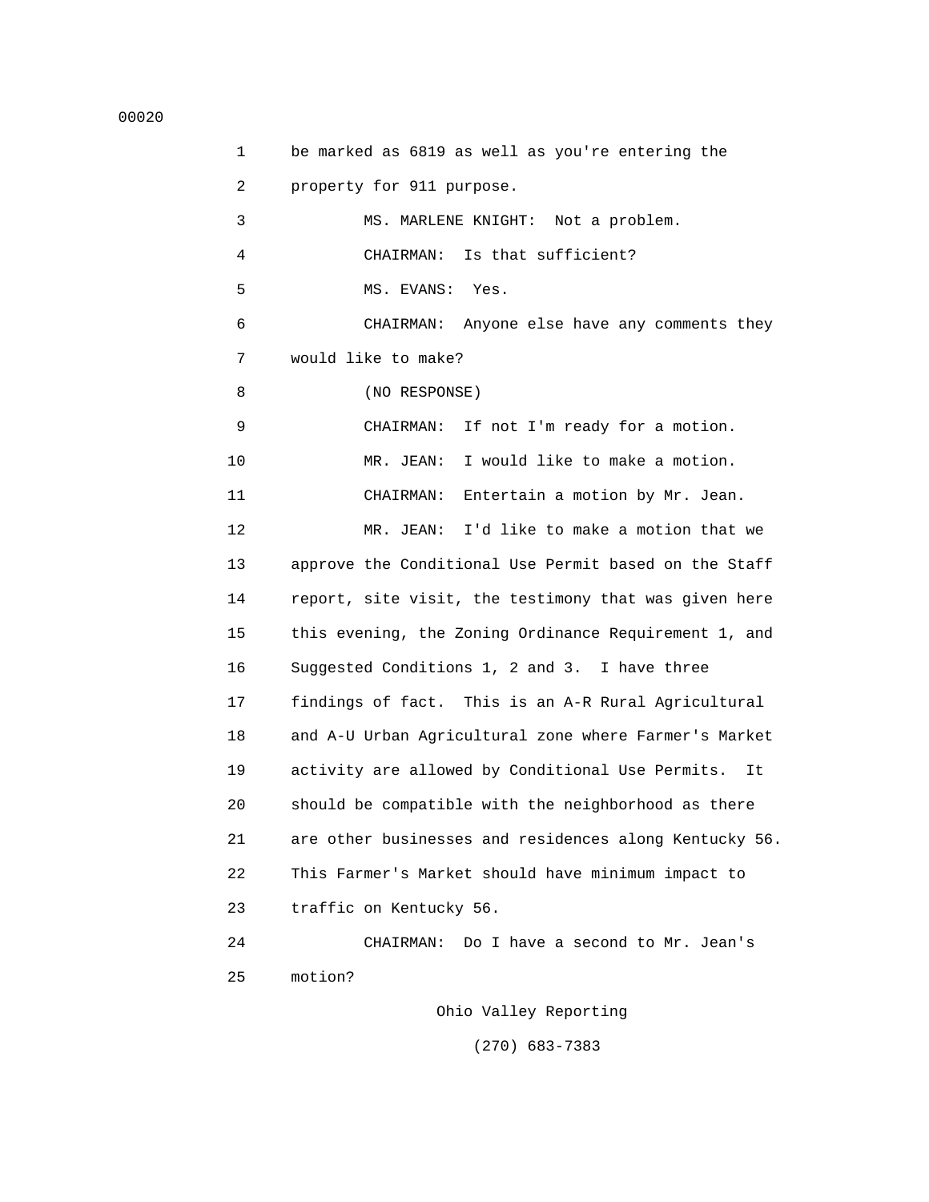be marked as 6819 as well as you're entering the property for 911 purpose.

MS. MARLENE KNIGHT: Not a problem.

CHAIRMAN: Is that sufficient?

MS. EVANS: Yes.

CHAIRMAN: Anyone else have any comments they would like to make?

(NO RESPONSE)

CHAIRMAN: If not I'm ready for a motion.

MR. JEAN: I would like to make a motion.

CHAIRMAN: Entertain a motion by Mr. Jean.

MR. JEAN: I'd like to make a motion that we approve the Conditional Use Permit based on the Staff report, site visit, the testimony that was given here this evening, the Zoning Ordinance Requirement 1, and Suggested Conditions 1, 2 and 3. I have three findings of fact. This is an A-R Rural Agricultural and A-U Urban Agricultural zone where Farmer's Market activity are allowed by Conditional Use Permits. It should be compatible with the neighborhood as there are other businesses and residences along Kentucky 56. This Farmer's Market should have minimum impact to traffic on Kentucky 56.

CHAIRMAN: Do I have a second to Mr. Jean's motion?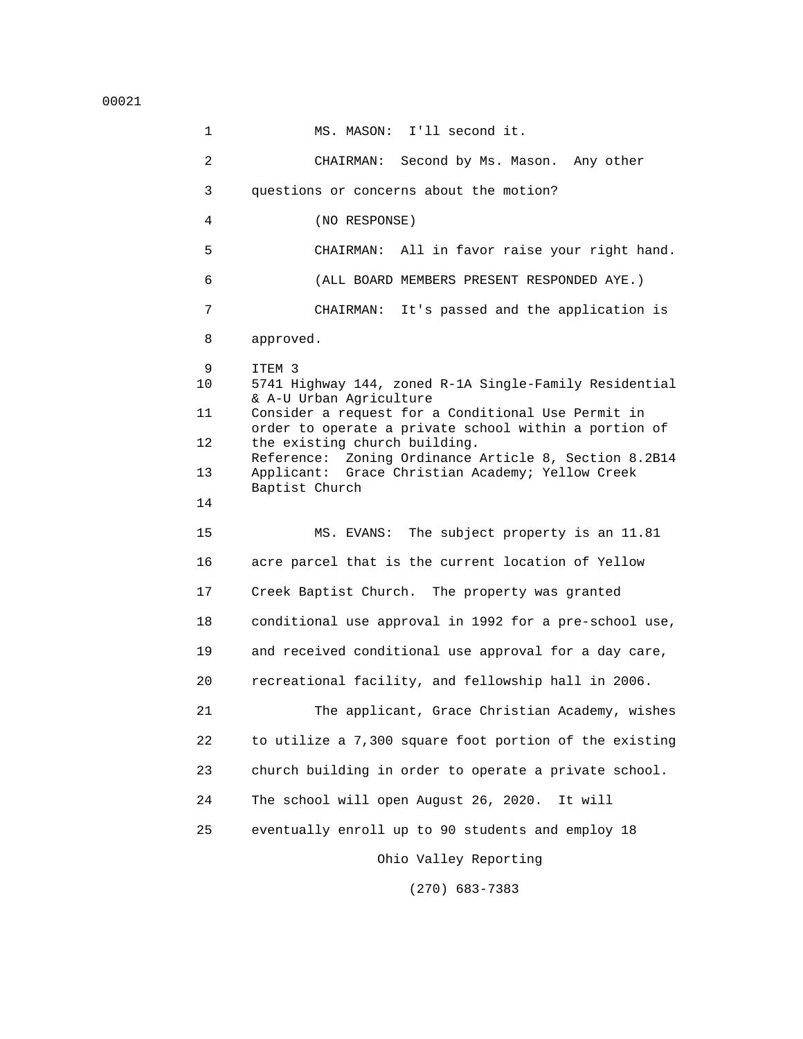00021

1 MS. MASON: I'll second it.

2 CHAIRMAN: Second by Ms. Mason. Any other

3 questions or concerns about the motion?

4 (NO RESPONSE)

5 CHAIRMAN: All in favor raise your right hand.

6 (ALL BOARD MEMBERS PRESENT RESPONDED AYE.)

7 CHAIRMAN: It's passed and the application is

8 approved.

9 ITEM 3

10 5741 Highway 144, zoned R-1A Single-Family Residential & A-U Urban Agriculture

11 Consider a request for a Conditional Use Permit in order to operate a private school within a portion of

12 the existing church building.
Reference: Zoning Ordinance Article 8, Section 8.2B14

13 Applicant: Grace Christian Academy; Yellow Creek Baptist Church

14

15 MS. EVANS: The subject property is an 11.81

16 acre parcel that is the current location of Yellow

17 Creek Baptist Church. The property was granted

18 conditional use approval in 1992 for a pre-school use,

19 and received conditional use approval for a day care,

20 recreational facility, and fellowship hall in 2006.

21 The applicant, Grace Christian Academy, wishes

22 to utilize a 7,300 square foot portion of the existing

23 church building in order to operate a private school.

24 The school will open August 26, 2020. It will

25 eventually enroll up to 90 students and employ 18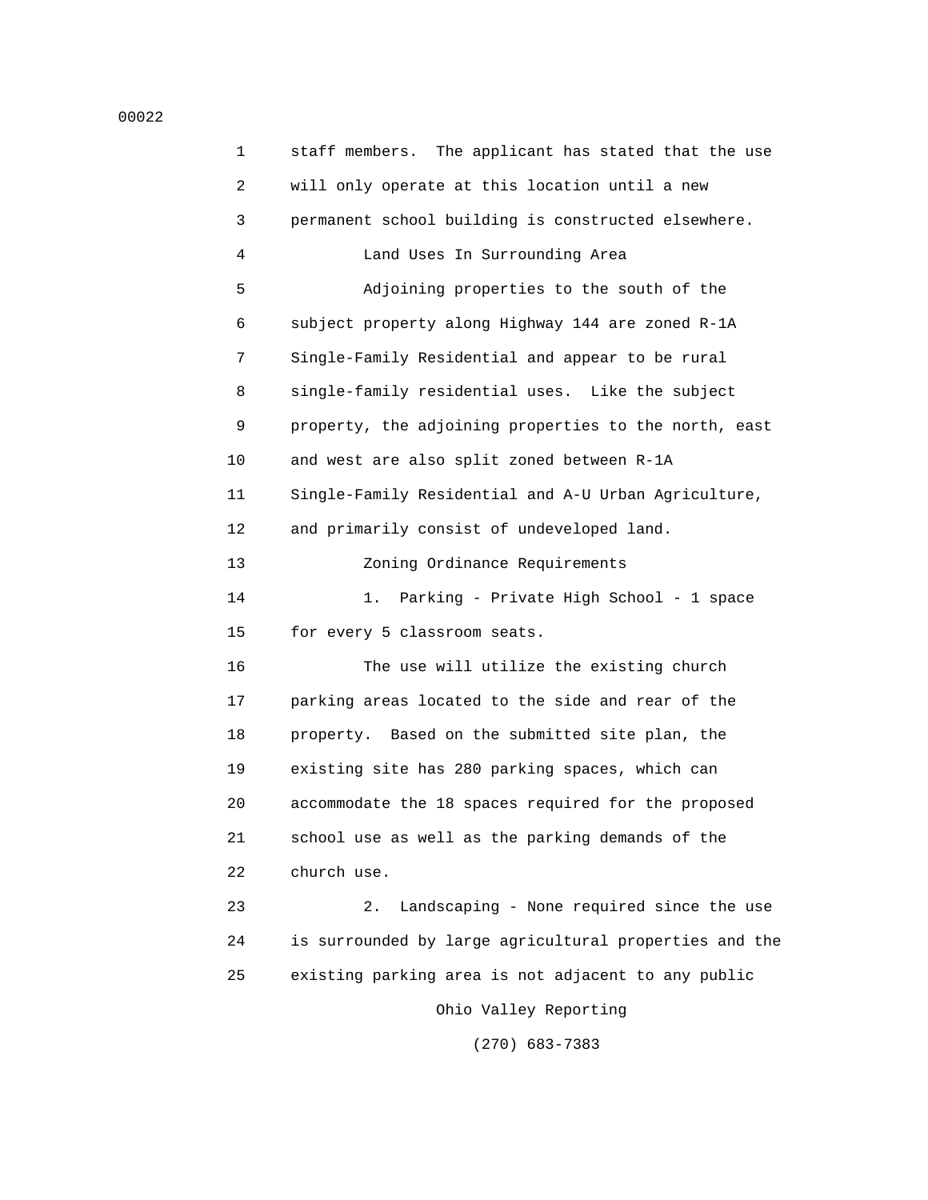staff members. The applicant has stated that the use will only operate at this location until a new permanent school building is constructed elsewhere.

Land Uses In Surrounding Area

Adjoining properties to the south of the subject property along Highway 144 are zoned R-1A Single-Family Residential and appear to be rural single-family residential uses. Like the subject property, the adjoining properties to the north, east and west are also split zoned between R-1A Single-Family Residential and A-U Urban Agriculture, and primarily consist of undeveloped land.

Zoning Ordinance Requirements

1. Parking - Private High School - 1 space for every 5 classroom seats.

The use will utilize the existing church parking areas located to the side and rear of the property. Based on the submitted site plan, the existing site has 280 parking spaces, which can accommodate the 18 spaces required for the proposed school use as well as the parking demands of the church use.

2. Landscaping - None required since the use is surrounded by large agricultural properties and the existing parking area is not adjacent to any public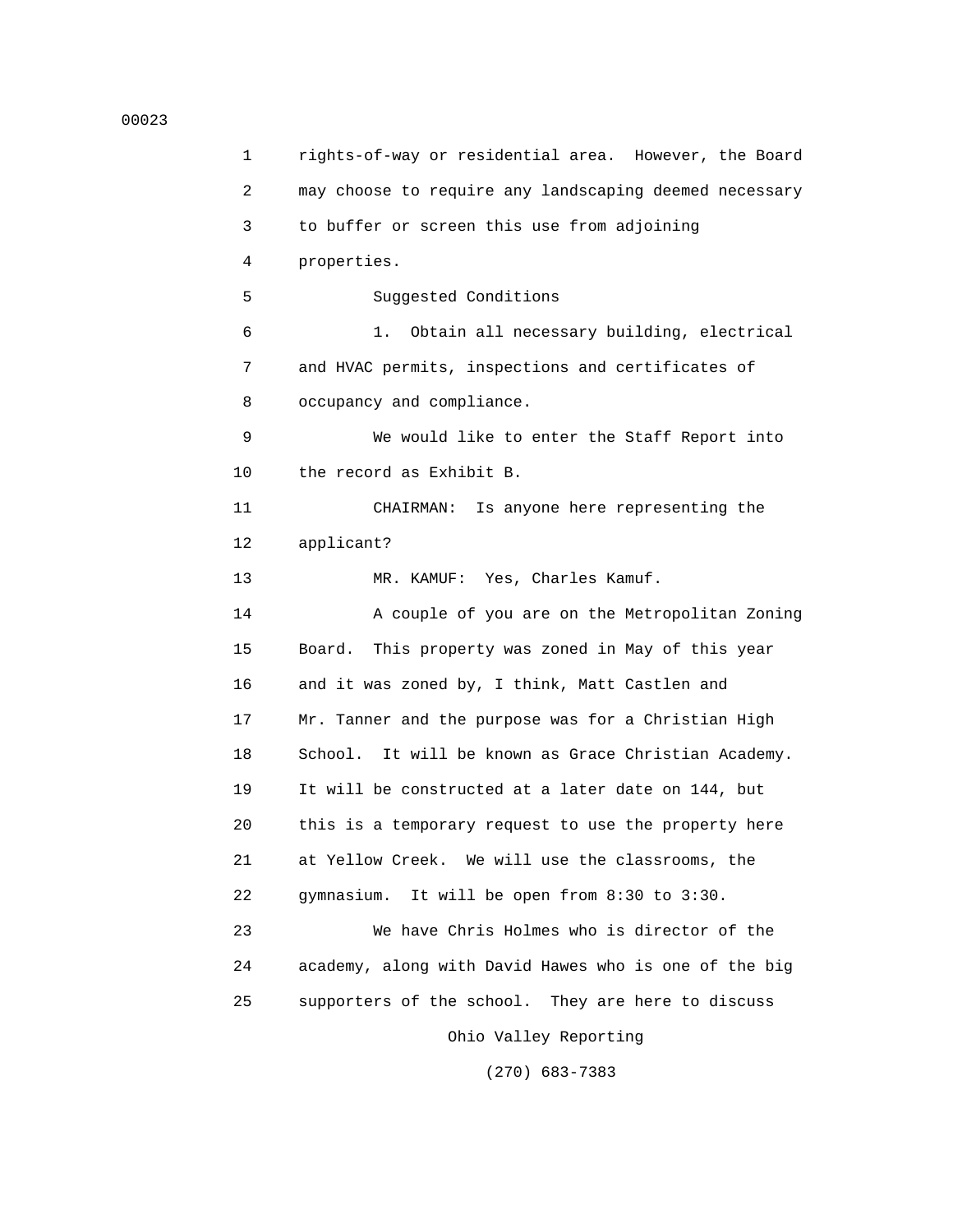rights-of-way or residential area. However, the Board may choose to require any landscaping deemed necessary to buffer or screen this use from adjoining properties.

Suggested Conditions

1. Obtain all necessary building, electrical and HVAC permits, inspections and certificates of occupancy and compliance.

We would like to enter the Staff Report into the record as Exhibit B.

CHAIRMAN: Is anyone here representing the applicant?

MR. KAMUF: Yes, Charles Kamuf.

A couple of you are on the Metropolitan Zoning Board. This property was zoned in May of this year and it was zoned by, I think, Matt Castlen and Mr. Tanner and the purpose was for a Christian High School. It will be known as Grace Christian Academy. It will be constructed at a later date on 144, but this is a temporary request to use the property here at Yellow Creek. We will use the classrooms, the gymnasium. It will be open from 8:30 to 3:30.

We have Chris Holmes who is director of the academy, along with David Hawes who is one of the big supporters of the school. They are here to discuss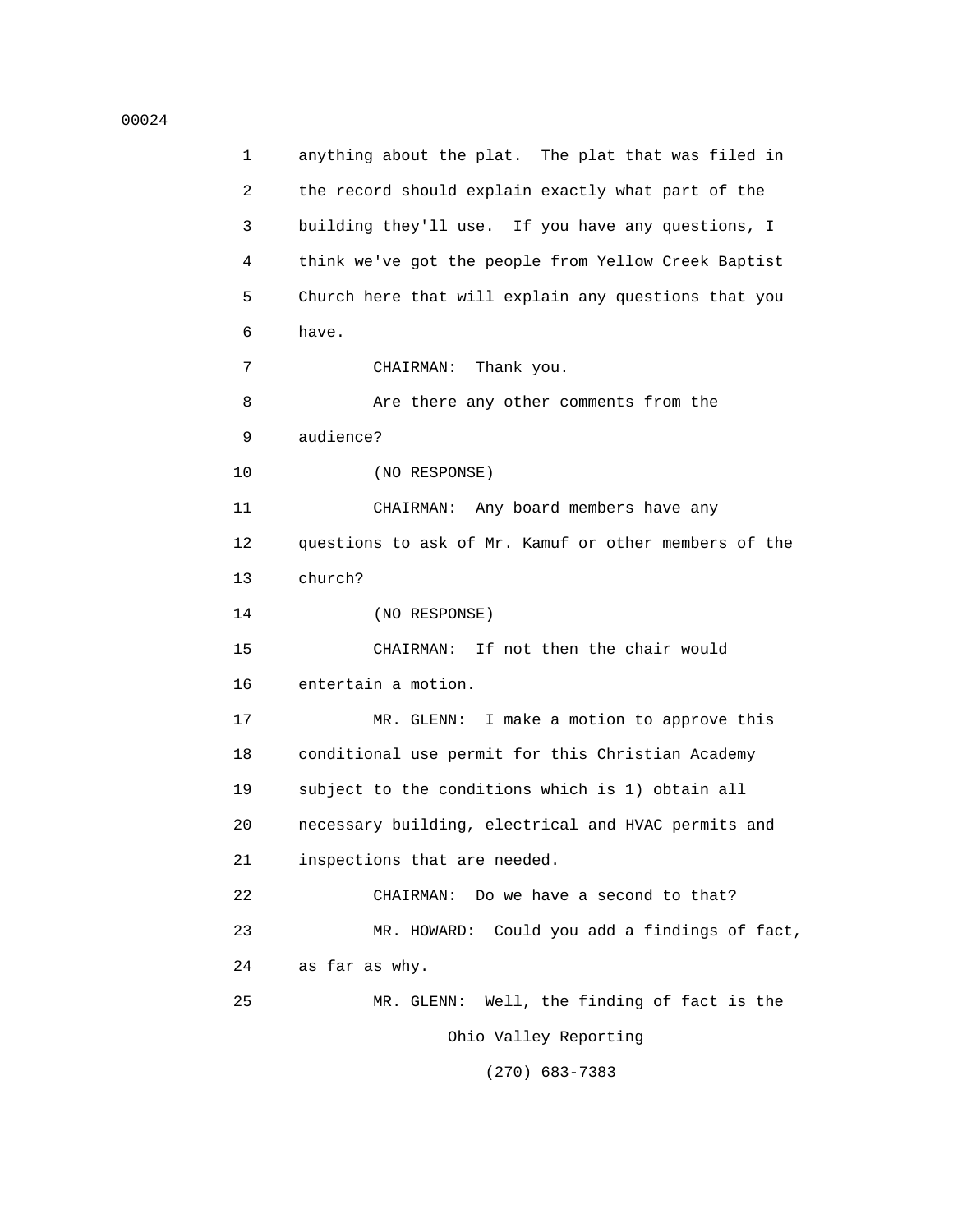anything about the plat. The plat that was filed in the record should explain exactly what part of the building they'll use. If you have any questions, I think we've got the people from Yellow Creek Baptist Church here that will explain any questions that you have.

CHAIRMAN: Thank you.

Are there any other comments from the audience?

(NO RESPONSE)

CHAIRMAN: Any board members have any questions to ask of Mr. Kamuf or other members of the church?

(NO RESPONSE)

CHAIRMAN: If not then the chair would entertain a motion.

MR. GLENN: I make a motion to approve this conditional use permit for this Christian Academy subject to the conditions which is 1) obtain all necessary building, electrical and HVAC permits and inspections that are needed.

CHAIRMAN: Do we have a second to that?

MR. HOWARD: Could you add a findings of fact, as far as why.

MR. GLENN: Well, the finding of fact is the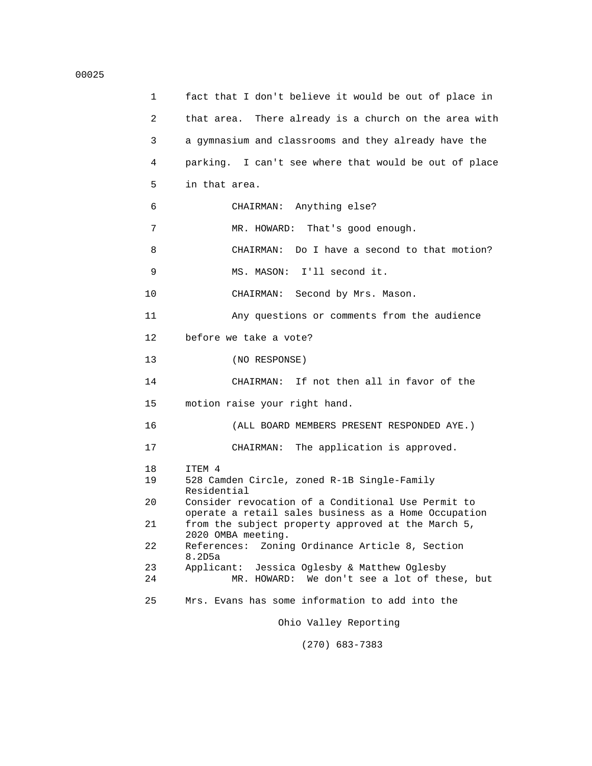fact that I don't believe it would be out of place in that area. There already is a church on the area with a gymnasium and classrooms and they already have the parking. I can't see where that would be out of place in that area.

CHAIRMAN: Anything else?

MR. HOWARD: That's good enough.

CHAIRMAN: Do I have a second to that motion?

MS. MASON: I'll second it.

CHAIRMAN: Second by Mrs. Mason.

Any questions or comments from the audience before we take a vote?

(NO RESPONSE)

CHAIRMAN: If not then all in favor of the motion raise your right hand.

(ALL BOARD MEMBERS PRESENT RESPONDED AYE.)

CHAIRMAN: The application is approved.

ITEM 4

528 Camden Circle, zoned R-1B Single-Family Residential

Consider revocation of a Conditional Use Permit to operate a retail sales business as a Home Occupation from the subject property approved at the March 5, 2020 OMBA meeting.

References: Zoning Ordinance Article 8, Section 8.2D5a

Applicant: Jessica Oglesby & Matthew Oglesby

MR. HOWARD: We don't see a lot of these, but Mrs. Evans has some information to add into the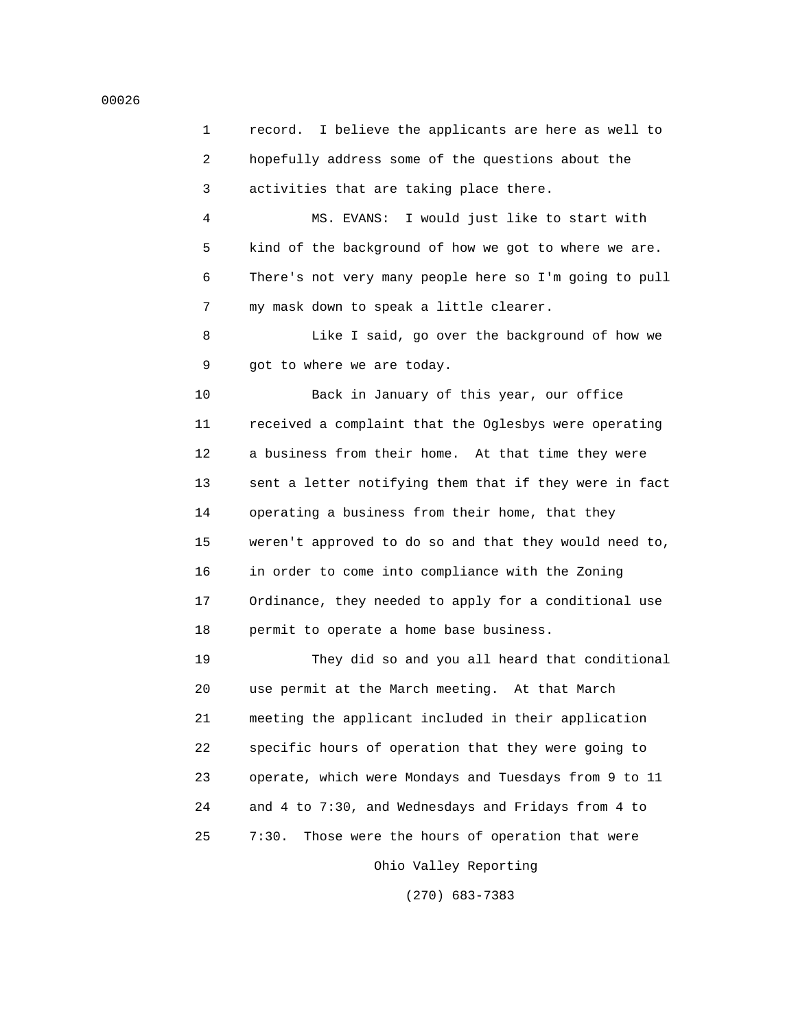record. I believe the applicants are here as well to hopefully address some of the questions about the activities that are taking place there.

MS. EVANS: I would just like to start with kind of the background of how we got to where we are. There's not very many people here so I'm going to pull my mask down to speak a little clearer.

Like I said, go over the background of how we got to where we are today.

Back in January of this year, our office received a complaint that the Oglesbys were operating a business from their home. At that time they were sent a letter notifying them that if they were in fact operating a business from their home, that they weren't approved to do so and that they would need to, in order to come into compliance with the Zoning Ordinance, they needed to apply for a conditional use permit to operate a home base business.

They did so and you all heard that conditional use permit at the March meeting. At that March meeting the applicant included in their application specific hours of operation that they were going to operate, which were Mondays and Tuesdays from 9 to 11 and 4 to 7:30, and Wednesdays and Fridays from 4 to 7:30. Those were the hours of operation that were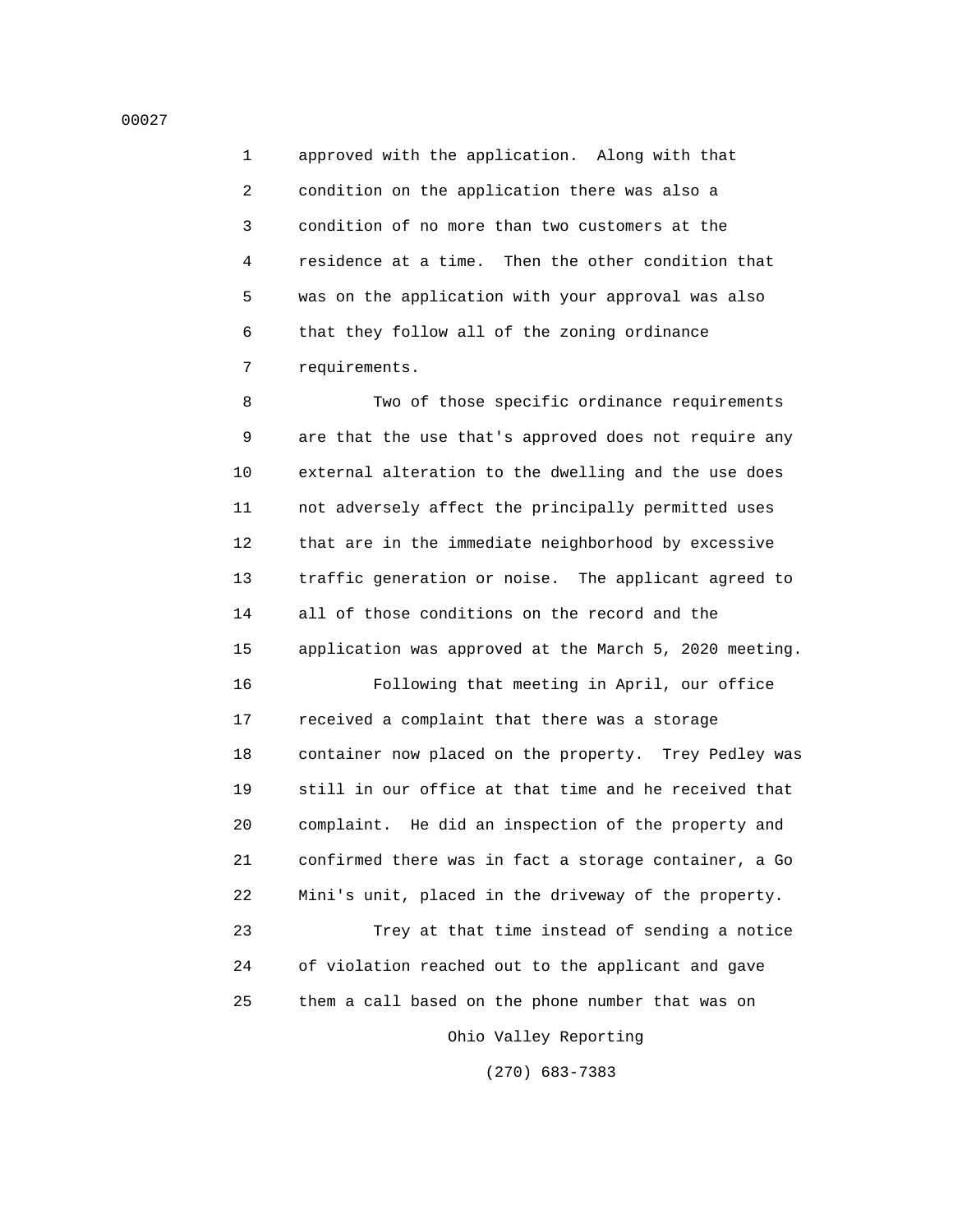approved with the application. Along with that condition on the application there was also a condition of no more than two customers at the residence at a time. Then the other condition that was on the application with your approval was also that they follow all of the zoning ordinance requirements.

Two of those specific ordinance requirements are that the use that's approved does not require any external alteration to the dwelling and the use does not adversely affect the principally permitted uses that are in the immediate neighborhood by excessive traffic generation or noise. The applicant agreed to all of those conditions on the record and the application was approved at the March 5, 2020 meeting.

Following that meeting in April, our office received a complaint that there was a storage container now placed on the property. Trey Pedley was still in our office at that time and he received that complaint. He did an inspection of the property and confirmed there was in fact a storage container, a Go Mini's unit, placed in the driveway of the property.

Trey at that time instead of sending a notice of violation reached out to the applicant and gave them a call based on the phone number that was on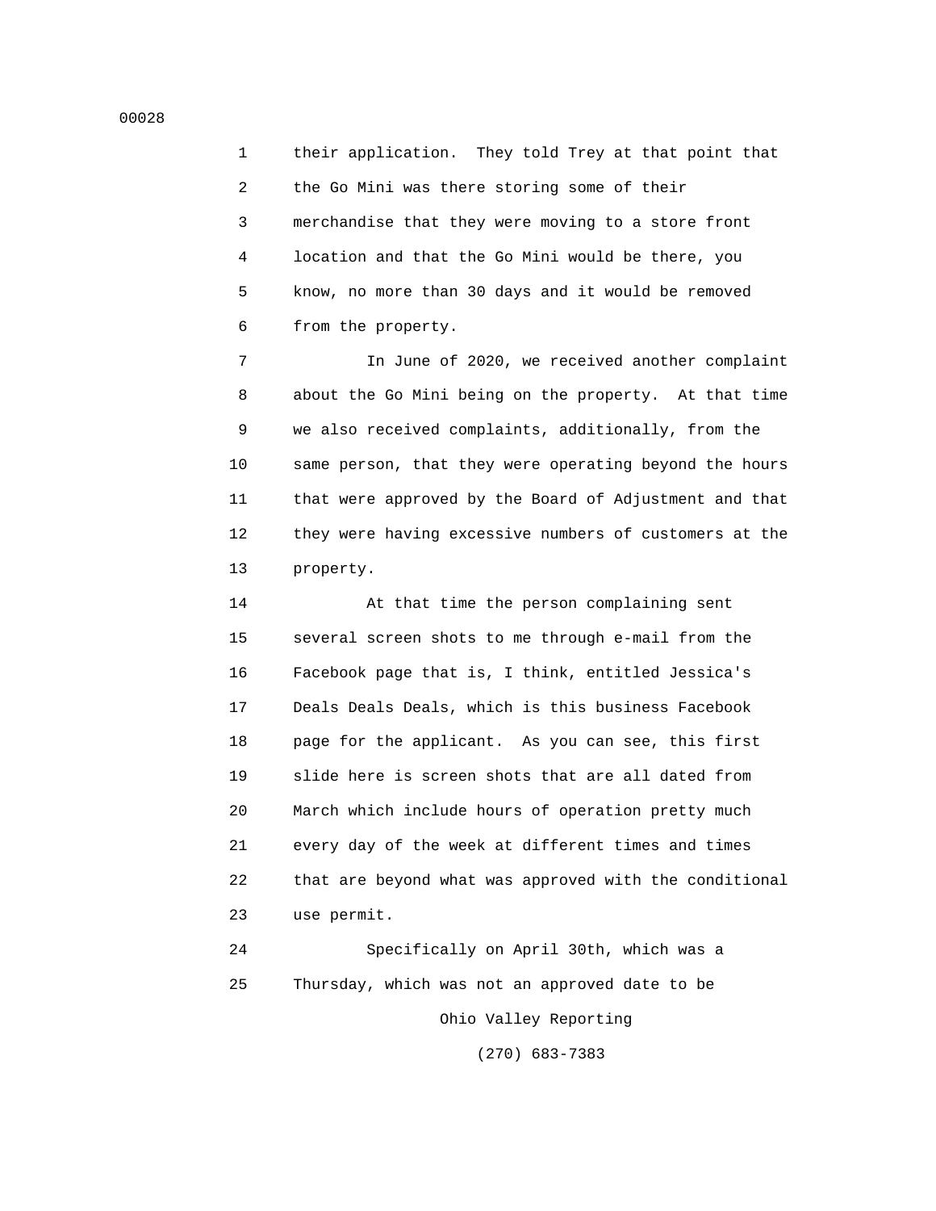their application. They told Trey at that point that the Go Mini was there storing some of their merchandise that they were moving to a store front location and that the Go Mini would be there, you know, no more than 30 days and it would be removed from the property.

In June of 2020, we received another complaint about the Go Mini being on the property. At that time we also received complaints, additionally, from the same person, that they were operating beyond the hours that were approved by the Board of Adjustment and that they were having excessive numbers of customers at the property.

At that time the person complaining sent several screen shots to me through e-mail from the Facebook page that is, I think, entitled Jessica's Deals Deals Deals, which is this business Facebook page for the applicant. As you can see, this first slide here is screen shots that are all dated from March which include hours of operation pretty much every day of the week at different times and times that are beyond what was approved with the conditional use permit.

Specifically on April 30th, which was a Thursday, which was not an approved date to be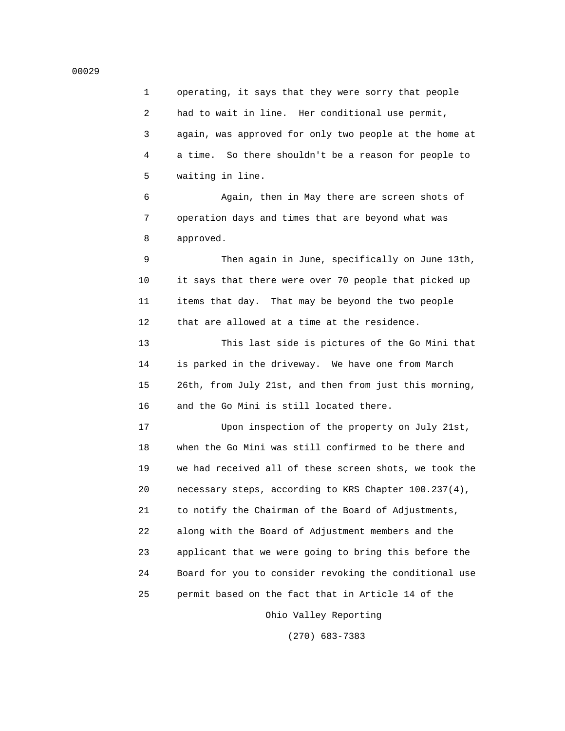operating, it says that they were sorry that people had to wait in line. Her conditional use permit, again, was approved for only two people at the home at a time. So there shouldn't be a reason for people to waiting in line.

Again, then in May there are screen shots of operation days and times that are beyond what was approved.

Then again in June, specifically on June 13th, it says that there were over 70 people that picked up items that day. That may be beyond the two people that are allowed at a time at the residence.

This last side is pictures of the Go Mini that is parked in the driveway. We have one from March 26th, from July 21st, and then from just this morning, and the Go Mini is still located there.

Upon inspection of the property on July 21st, when the Go Mini was still confirmed to be there and we had received all of these screen shots, we took the necessary steps, according to KRS Chapter 100.237(4), to notify the Chairman of the Board of Adjustments, along with the Board of Adjustment members and the applicant that we were going to bring this before the Board for you to consider revoking the conditional use permit based on the fact that in Article 14 of the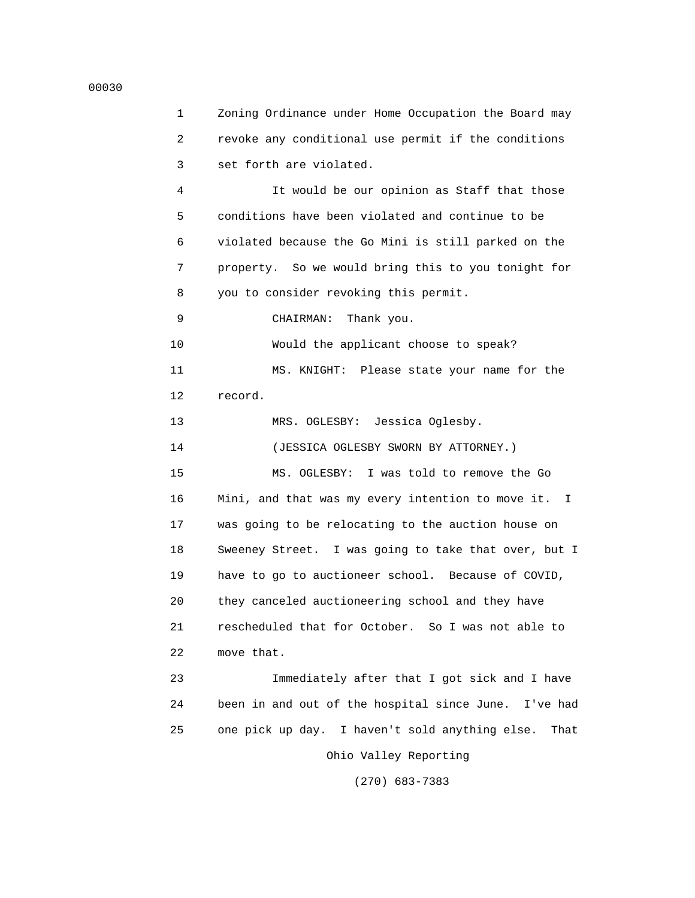1 Zoning Ordinance under Home Occupation the Board may
2 revoke any conditional use permit if the conditions
3 set forth are violated.

4 It would be our opinion as Staff that those
5 conditions have been violated and continue to be
6 violated because the Go Mini is still parked on the
7 property. So we would bring this to you tonight for
8 you to consider revoking this permit.

9 CHAIRMAN: Thank you.

10 Would the applicant choose to speak?

11 MS. KNIGHT: Please state your name for the
12 record.

13 MRS. OGLESBY: Jessica Oglesby.

14 (JESSICA OGLESBY SWORN BY ATTORNEY.)

15 MS. OGLESBY: I was told to remove the Go
16 Mini, and that was my every intention to move it. I
17 was going to be relocating to the auction house on
18 Sweeney Street. I was going to take that over, but I
19 have to go to auctioneer school. Because of COVID,
20 they canceled auctioneering school and they have
21 rescheduled that for October. So I was not able to
22 move that.

23 Immediately after that I got sick and I have
24 been in and out of the hospital since June. I've had
25 one pick up day. I haven't sold anything else. That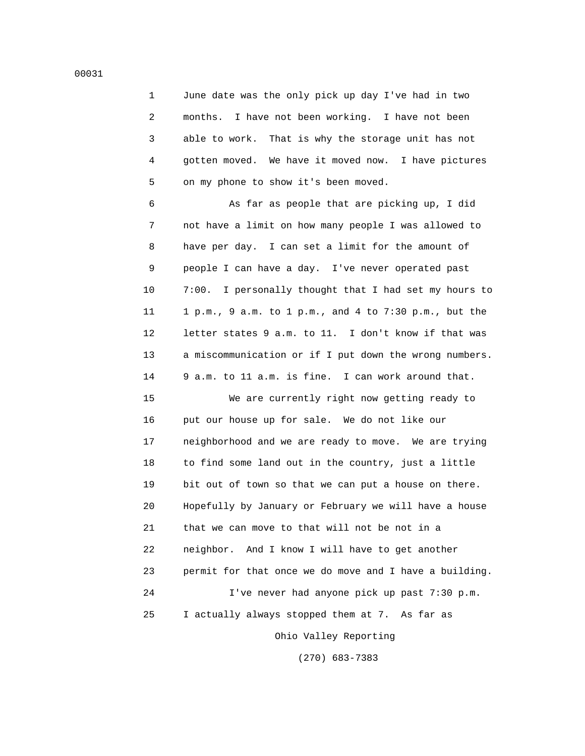1 June date was the only pick up day I've had in two
2 months. I have not been working. I have not been
3 able to work. That is why the storage unit has not
4 gotten moved. We have it moved now. I have pictures
5 on my phone to show it's been moved.

6 As far as people that are picking up, I did
7 not have a limit on how many people I was allowed to
8 have per day. I can set a limit for the amount of
9 people I can have a day. I've never operated past
10 7:00. I personally thought that I had set my hours to
11 1 p.m., 9 a.m. to 1 p.m., and 4 to 7:30 p.m., but the
12 letter states 9 a.m. to 11. I don't know if that was
13 a miscommunication or if I put down the wrong numbers.
14 9 a.m. to 11 a.m. is fine. I can work around that.

15 We are currently right now getting ready to
16 put our house up for sale. We do not like our
17 neighborhood and we are ready to move. We are trying
18 to find some land out in the country, just a little
19 bit out of town so that we can put a house on there.
20 Hopefully by January or February we will have a house
21 that we can move to that will not be not in a
22 neighbor. And I know I will have to get another
23 permit for that once we do move and I have a building.

24 I've never had anyone pick up past 7:30 p.m.
25 I actually always stopped them at 7. As far as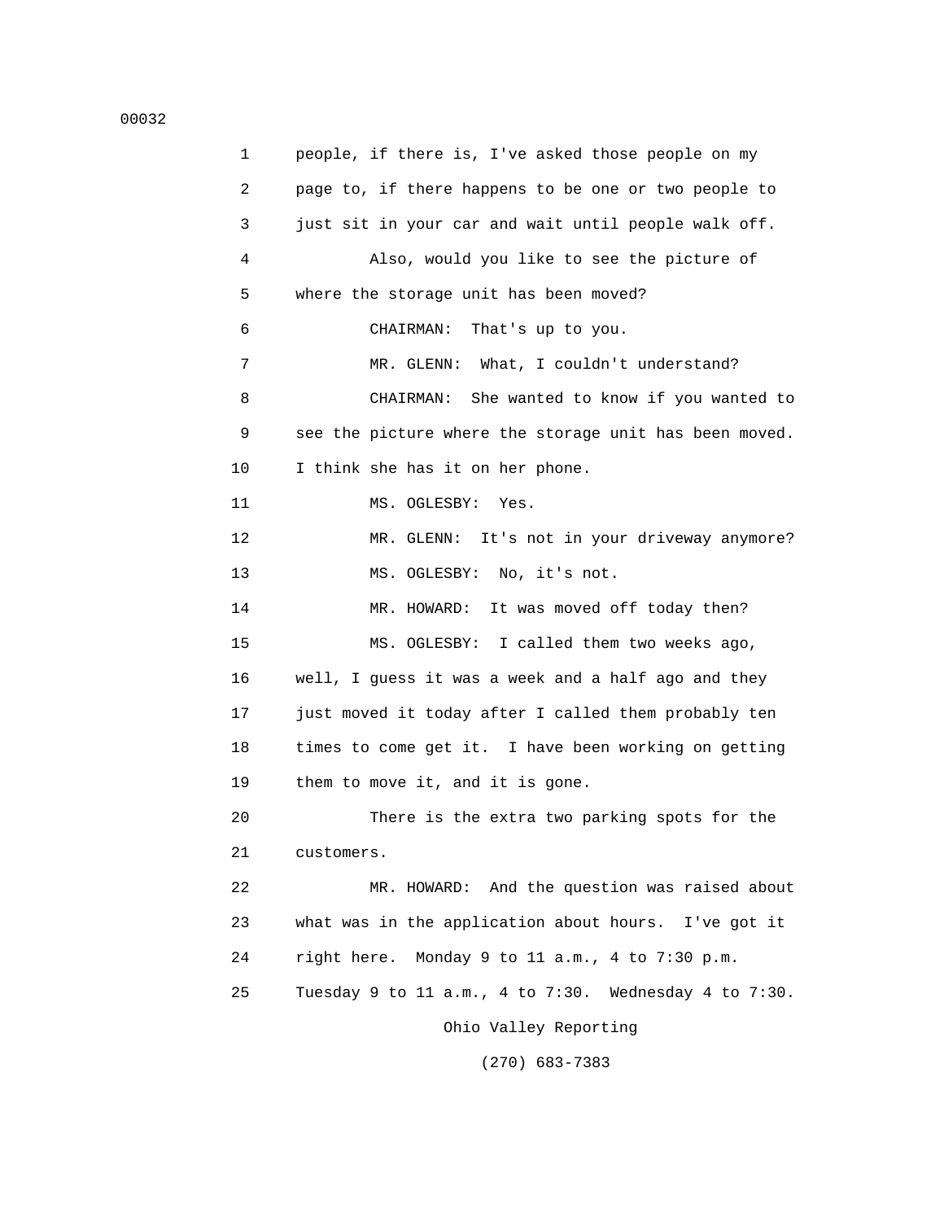people, if there is, I've asked those people on my page to, if there happens to be one or two people to just sit in your car and wait until people walk off.

Also, would you like to see the picture of where the storage unit has been moved?

CHAIRMAN: That's up to you.

MR. GLENN: What, I couldn't understand?

CHAIRMAN: She wanted to know if you wanted to see the picture where the storage unit has been moved. I think she has it on her phone.

MS. OGLESBY: Yes.

MR. GLENN: It's not in your driveway anymore?

MS. OGLESBY: No, it's not.

MR. HOWARD: It was moved off today then?

MS. OGLESBY: I called them two weeks ago, well, I guess it was a week and a half ago and they just moved it today after I called them probably ten times to come get it. I have been working on getting them to move it, and it is gone.

There is the extra two parking spots for the customers.

MR. HOWARD: And the question was raised about what was in the application about hours. I've got it right here. Monday 9 to 11 a.m., 4 to 7:30 p.m. Tuesday 9 to 11 a.m., 4 to 7:30. Wednesday 4 to 7:30.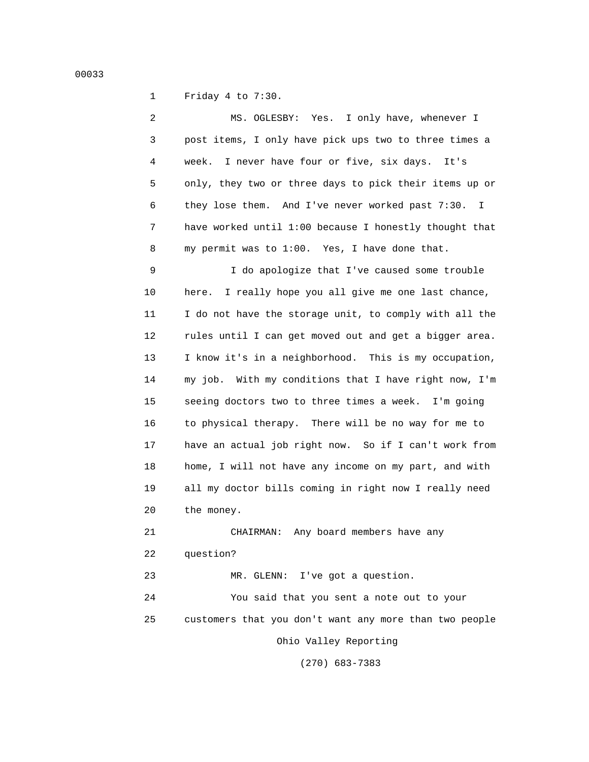Friday 4 to 7:30.

MS. OGLESBY: Yes. I only have, whenever I post items, I only have pick ups two to three times a week. I never have four or five, six days. It's only, they two or three days to pick their items up or they lose them. And I've never worked past 7:30. I have worked until 1:00 because I honestly thought that my permit was to 1:00. Yes, I have done that.

I do apologize that I've caused some trouble here. I really hope you all give me one last chance, I do not have the storage unit, to comply with all the rules until I can get moved out and get a bigger area. I know it's in a neighborhood. This is my occupation, my job. With my conditions that I have right now, I'm seeing doctors two to three times a week. I'm going to physical therapy. There will be no way for me to have an actual job right now. So if I can't work from home, I will not have any income on my part, and with all my doctor bills coming in right now I really need the money.

CHAIRMAN: Any board members have any question?

MR. GLENN: I've got a question.

You said that you sent a note out to your customers that you don't want any more than two people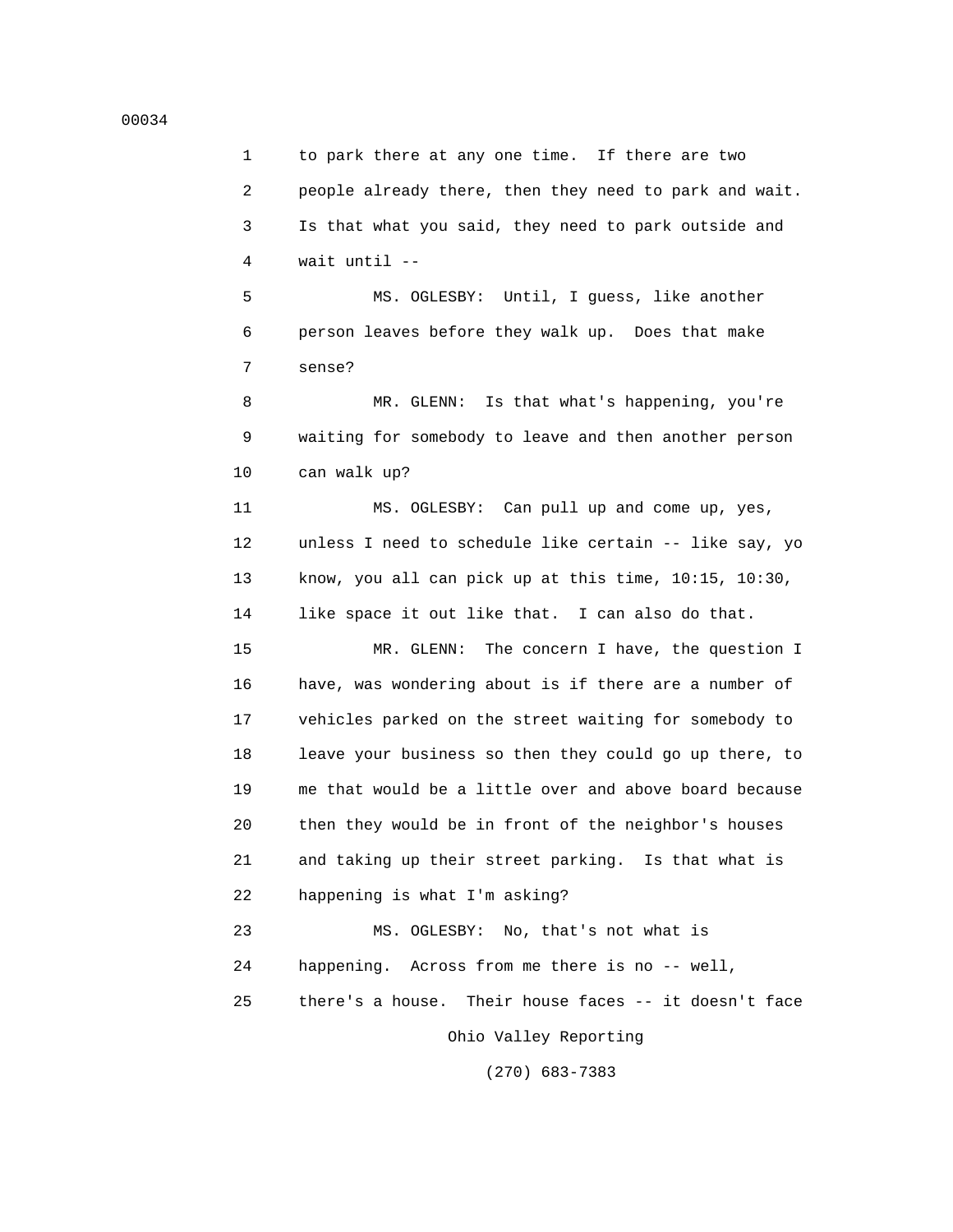1 to park there at any one time. If there are two
2 people already there, then they need to park and wait.
3 Is that what you said, they need to park outside and
4 wait until --
5 MS. OGLESBY: Until, I guess, like another
6 person leaves before they walk up. Does that make
7 sense?
8 MR. GLENN: Is that what's happening, you're
9 waiting for somebody to leave and then another person
10 can walk up?
11 MS. OGLESBY: Can pull up and come up, yes,
12 unless I need to schedule like certain -- like say, yo
13 know, you all can pick up at this time, 10:15, 10:30,
14 like space it out like that. I can also do that.
15 MR. GLENN: The concern I have, the question I
16 have, was wondering about is if there are a number of
17 vehicles parked on the street waiting for somebody to
18 leave your business so then they could go up there, to
19 me that would be a little over and above board because
20 then they would be in front of the neighbor's houses
21 and taking up their street parking. Is that what is
22 happening is what I'm asking?
23 MS. OGLESBY: No, that's not what is
24 happening. Across from me there is no -- well,
25 there's a house. Their house faces -- it doesn't face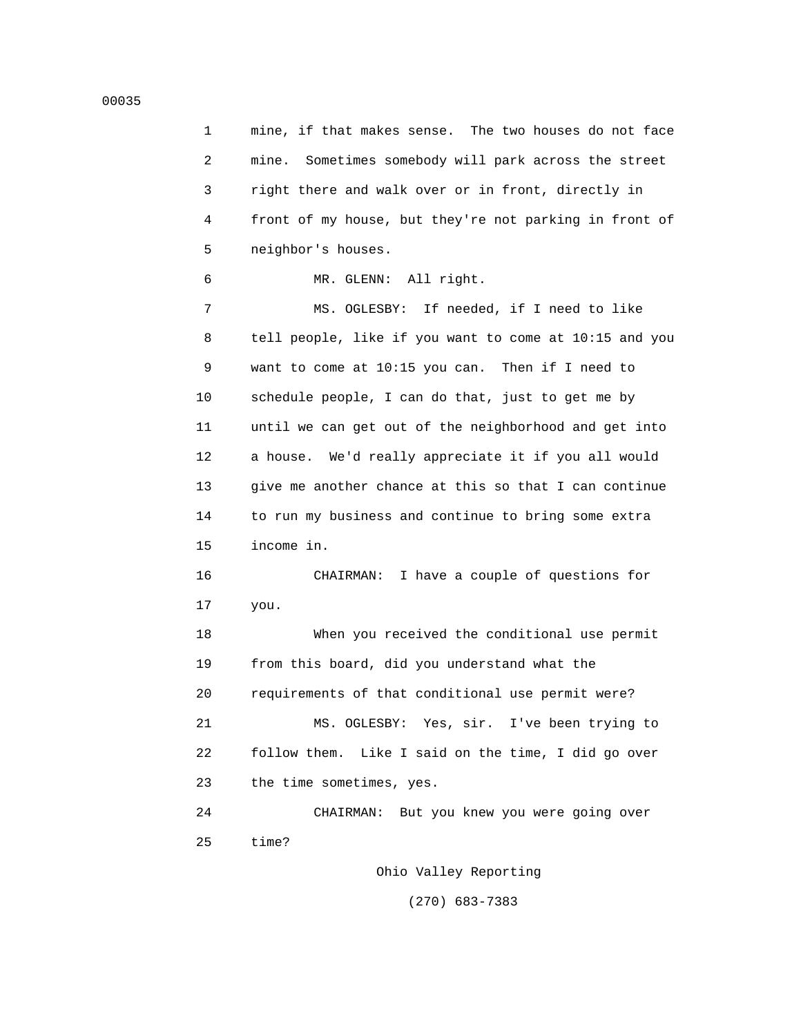mine, if that makes sense. The two houses do not face mine. Sometimes somebody will park across the street right there and walk over or in front, directly in front of my house, but they're not parking in front of neighbor's houses.

MR. GLENN: All right.

MS. OGLESBY: If needed, if I need to like tell people, like if you want to come at 10:15 and you want to come at 10:15 you can. Then if I need to schedule people, I can do that, just to get me by until we can get out of the neighborhood and get into a house. We'd really appreciate it if you all would give me another chance at this so that I can continue to run my business and continue to bring some extra income in.

CHAIRMAN: I have a couple of questions for you.

When you received the conditional use permit from this board, did you understand what the requirements of that conditional use permit were?

MS. OGLESBY: Yes, sir. I've been trying to follow them. Like I said on the time, I did go over the time sometimes, yes.

CHAIRMAN: But you knew you were going over time?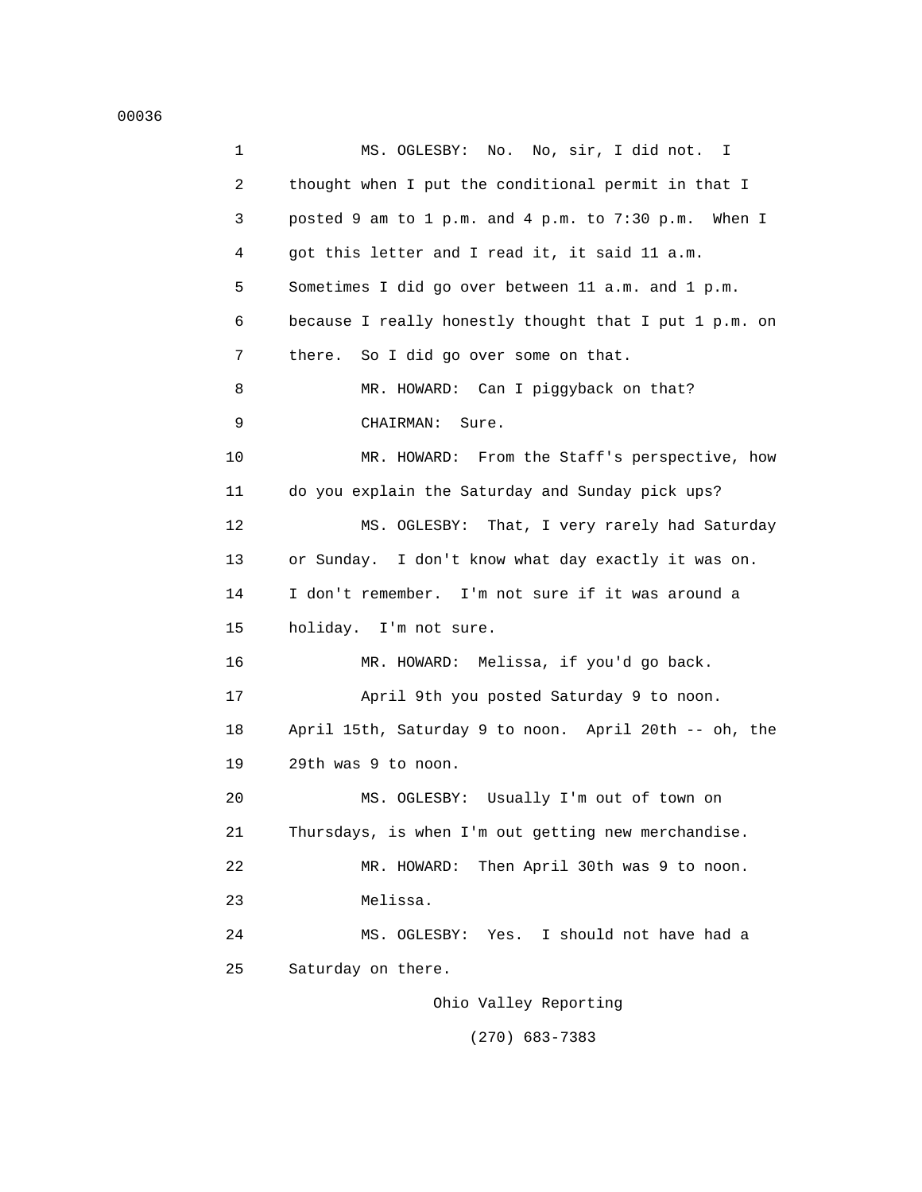MS. OGLESBY: No. No, sir, I did not. I thought when I put the conditional permit in that I posted 9 am to 1 p.m. and 4 p.m. to 7:30 p.m. When I got this letter and I read it, it said 11 a.m. Sometimes I did go over between 11 a.m. and 1 p.m. because I really honestly thought that I put 1 p.m. on there. So I did go over some on that.

MR. HOWARD: Can I piggyback on that?

CHAIRMAN: Sure.

MR. HOWARD: From the Staff's perspective, how do you explain the Saturday and Sunday pick ups?

MS. OGLESBY: That, I very rarely had Saturday or Sunday. I don't know what day exactly it was on. I don't remember. I'm not sure if it was around a holiday. I'm not sure.

MR. HOWARD: Melissa, if you'd go back.

April 9th you posted Saturday 9 to noon. April 15th, Saturday 9 to noon. April 20th -- oh, the 29th was 9 to noon.

MS. OGLESBY: Usually I'm out of town on Thursdays, is when I'm out getting new merchandise.

MR. HOWARD: Then April 30th was 9 to noon.

Melissa.

MS. OGLESBY: Yes. I should not have had a Saturday on there.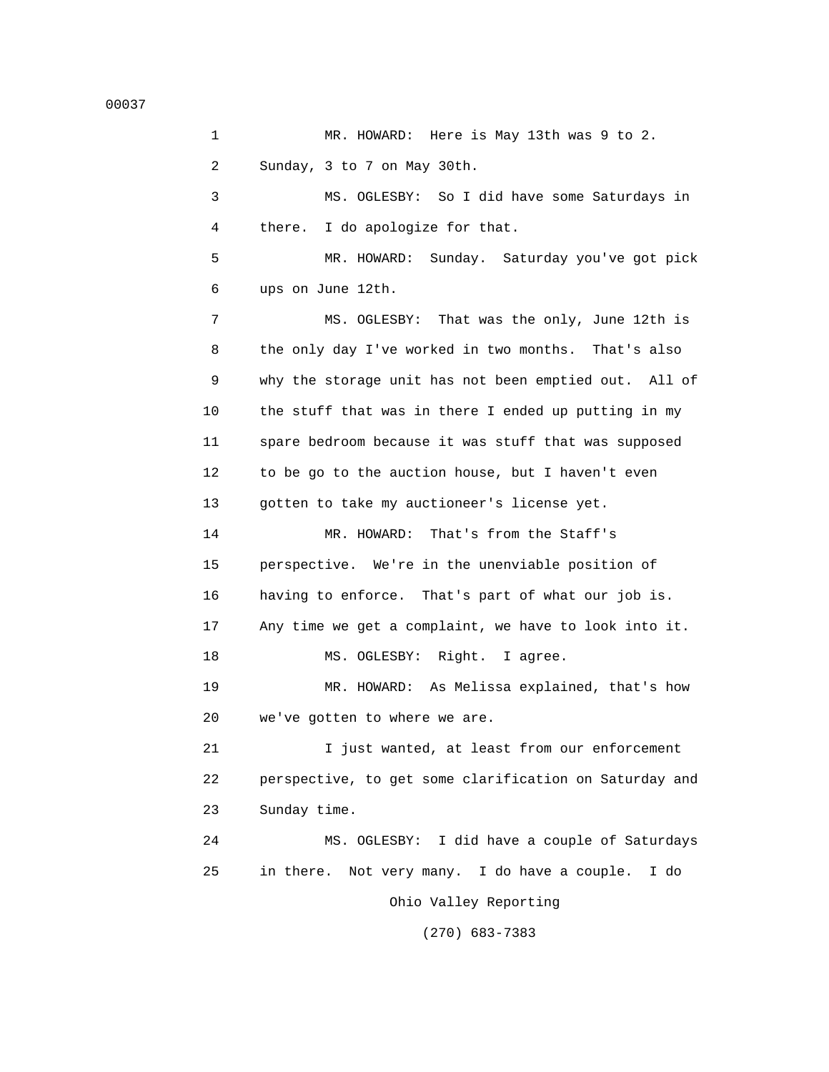1 MR. HOWARD: Here is May 13th was 9 to 2.
2 Sunday, 3 to 7 on May 30th.
3 MS. OGLESBY: So I did have some Saturdays in
4 there. I do apologize for that.
5 MR. HOWARD: Sunday. Saturday you've got pick
6 ups on June 12th.
7 MS. OGLESBY: That was the only, June 12th is
8 the only day I've worked in two months. That's also
9 why the storage unit has not been emptied out. All of
10 the stuff that was in there I ended up putting in my
11 spare bedroom because it was stuff that was supposed
12 to be go to the auction house, but I haven't even
13 gotten to take my auctioneer's license yet.
14 MR. HOWARD: That's from the Staff's
15 perspective. We're in the unenviable position of
16 having to enforce. That's part of what our job is.
17 Any time we get a complaint, we have to look into it.
18 MS. OGLESBY: Right. I agree.
19 MR. HOWARD: As Melissa explained, that's how
20 we've gotten to where we are.
21 I just wanted, at least from our enforcement
22 perspective, to get some clarification on Saturday and
23 Sunday time.
24 MS. OGLESBY: I did have a couple of Saturdays
25 in there. Not very many. I do have a couple. I do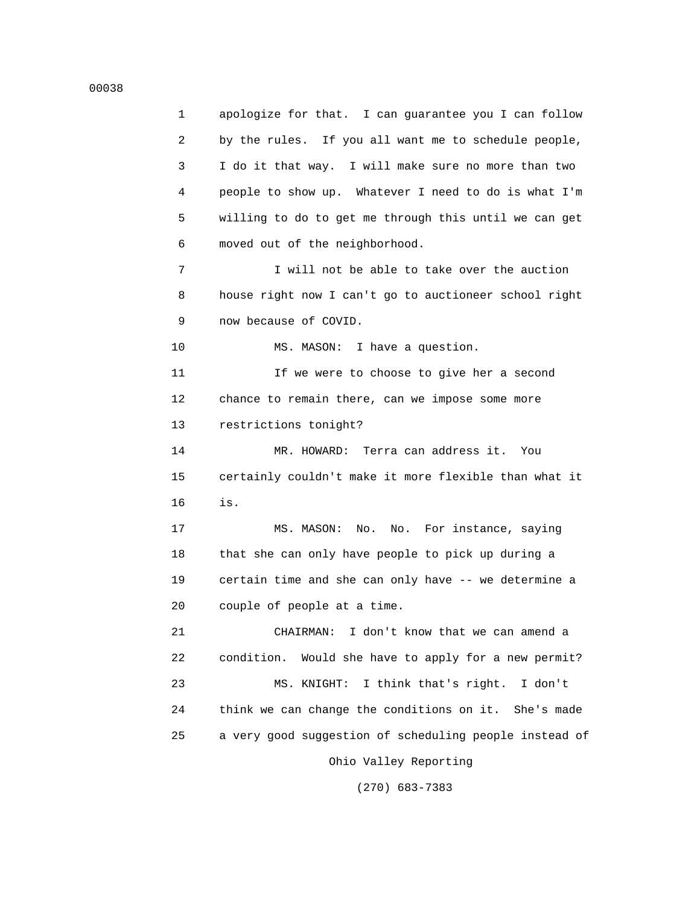1 apologize for that. I can guarantee you I can follow
2 by the rules. If you all want me to schedule people,
3 I do it that way. I will make sure no more than two
4 people to show up. Whatever I need to do is what I'm
5 willing to do to get me through this until we can get
6 moved out of the neighborhood.

7 I will not be able to take over the auction
8 house right now I can't go to auctioneer school right
9 now because of COVID.

10 MS. MASON: I have a question.

11 If we were to choose to give her a second
12 chance to remain there, can we impose some more
13 restrictions tonight?

14 MR. HOWARD: Terra can address it. You
15 certainly couldn't make it more flexible than what it
16 is.

17 MS. MASON: No. No. For instance, saying
18 that she can only have people to pick up during a
19 certain time and she can only have -- we determine a
20 couple of people at a time.

21 CHAIRMAN: I don't know that we can amend a
22 condition. Would she have to apply for a new permit?

23 MS. KNIGHT: I think that's right. I don't
24 think we can change the conditions on it. She's made
25 a very good suggestion of scheduling people instead of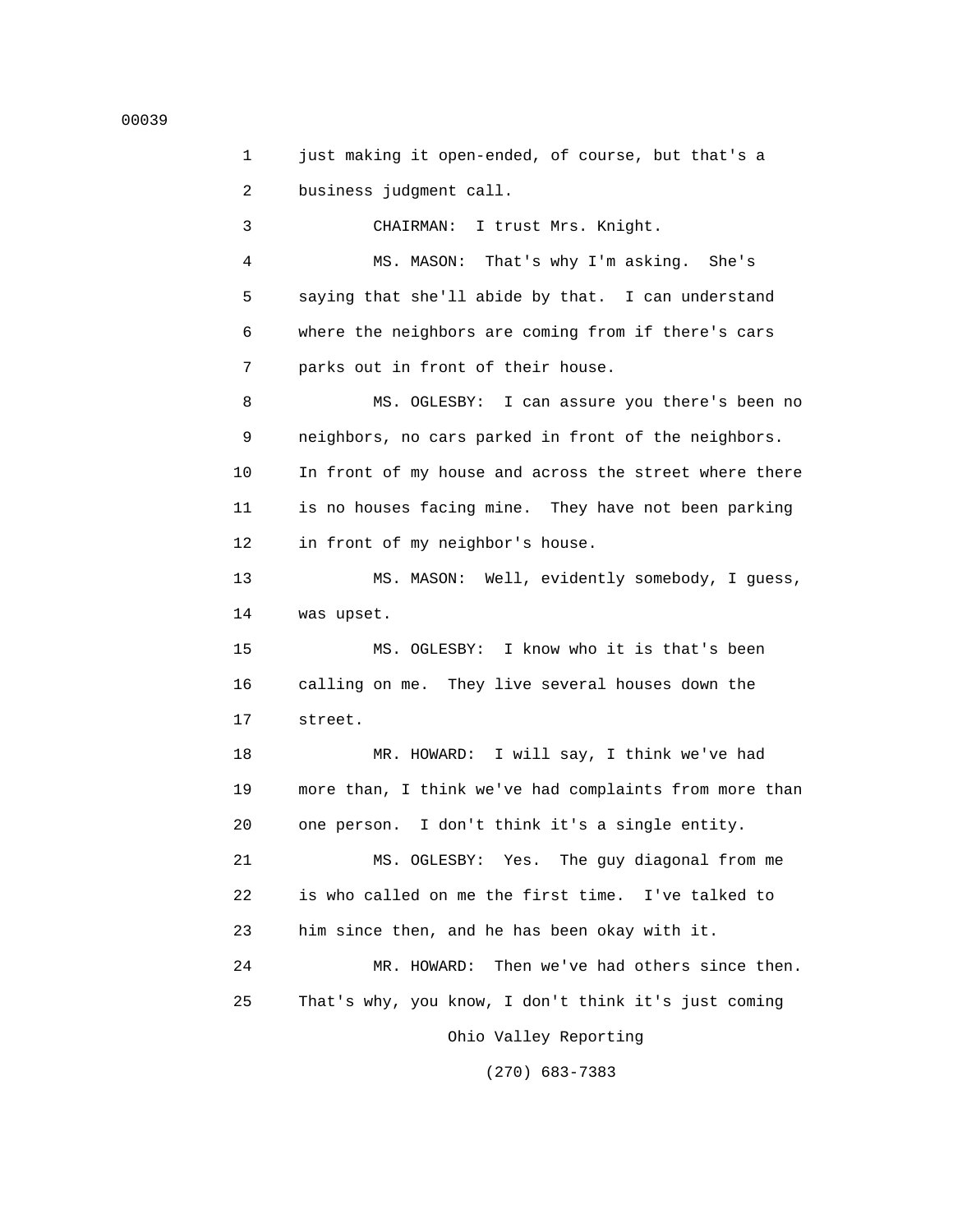just making it open-ended, of course, but that's a business judgment call.

CHAIRMAN: I trust Mrs. Knight.

MS. MASON: That's why I'm asking. She's saying that she'll abide by that. I can understand where the neighbors are coming from if there's cars parks out in front of their house.

MS. OGLESBY: I can assure you there's been no neighbors, no cars parked in front of the neighbors. In front of my house and across the street where there is no houses facing mine. They have not been parking in front of my neighbor's house.

MS. MASON: Well, evidently somebody, I guess, was upset.

MS. OGLESBY: I know who it is that's been calling on me. They live several houses down the street.

MR. HOWARD: I will say, I think we've had more than, I think we've had complaints from more than one person. I don't think it's a single entity.

MS. OGLESBY: Yes. The guy diagonal from me is who called on me the first time. I've talked to him since then, and he has been okay with it.

MR. HOWARD: Then we've had others since then. That's why, you know, I don't think it's just coming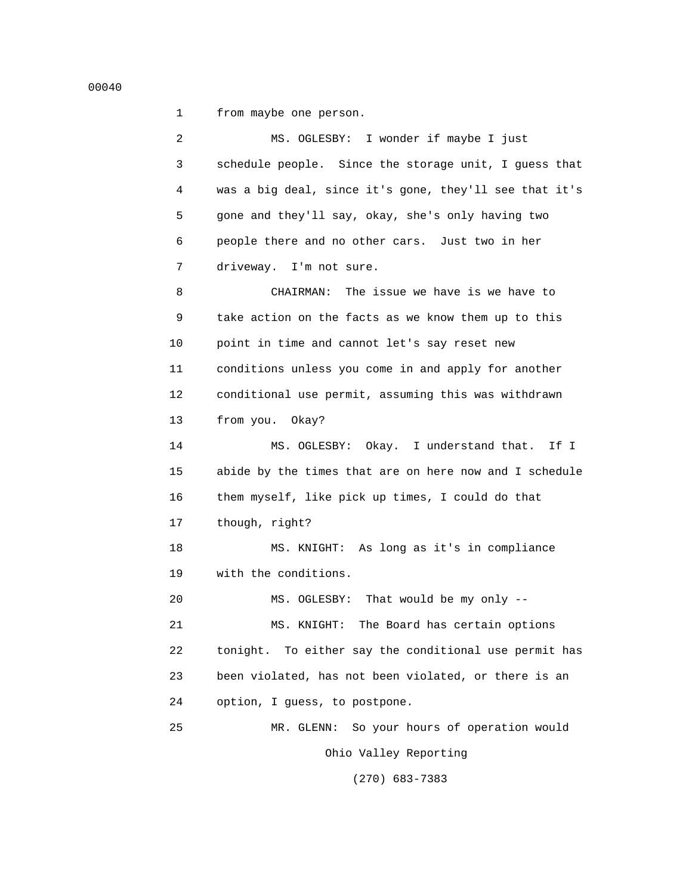1 from maybe one person.

2 MS. OGLESBY: I wonder if maybe I just

3 schedule people. Since the storage unit, I guess that

4 was a big deal, since it's gone, they'll see that it's

5 gone and they'll say, okay, she's only having two

6 people there and no other cars. Just two in her

7 driveway. I'm not sure.

8 CHAIRMAN: The issue we have is we have to

9 take action on the facts as we know them up to this

10 point in time and cannot let's say reset new

11 conditions unless you come in and apply for another

12 conditional use permit, assuming this was withdrawn

13 from you. Okay?

14 MS. OGLESBY: Okay. I understand that. If I

15 abide by the times that are on here now and I schedule

16 them myself, like pick up times, I could do that

17 though, right?

18 MS. KNIGHT: As long as it's in compliance

19 with the conditions.

20 MS. OGLESBY: That would be my only --

21 MS. KNIGHT: The Board has certain options

22 tonight. To either say the conditional use permit has

23 been violated, has not been violated, or there is an

24 option, I guess, to postpone.

25 MR. GLENN: So your hours of operation would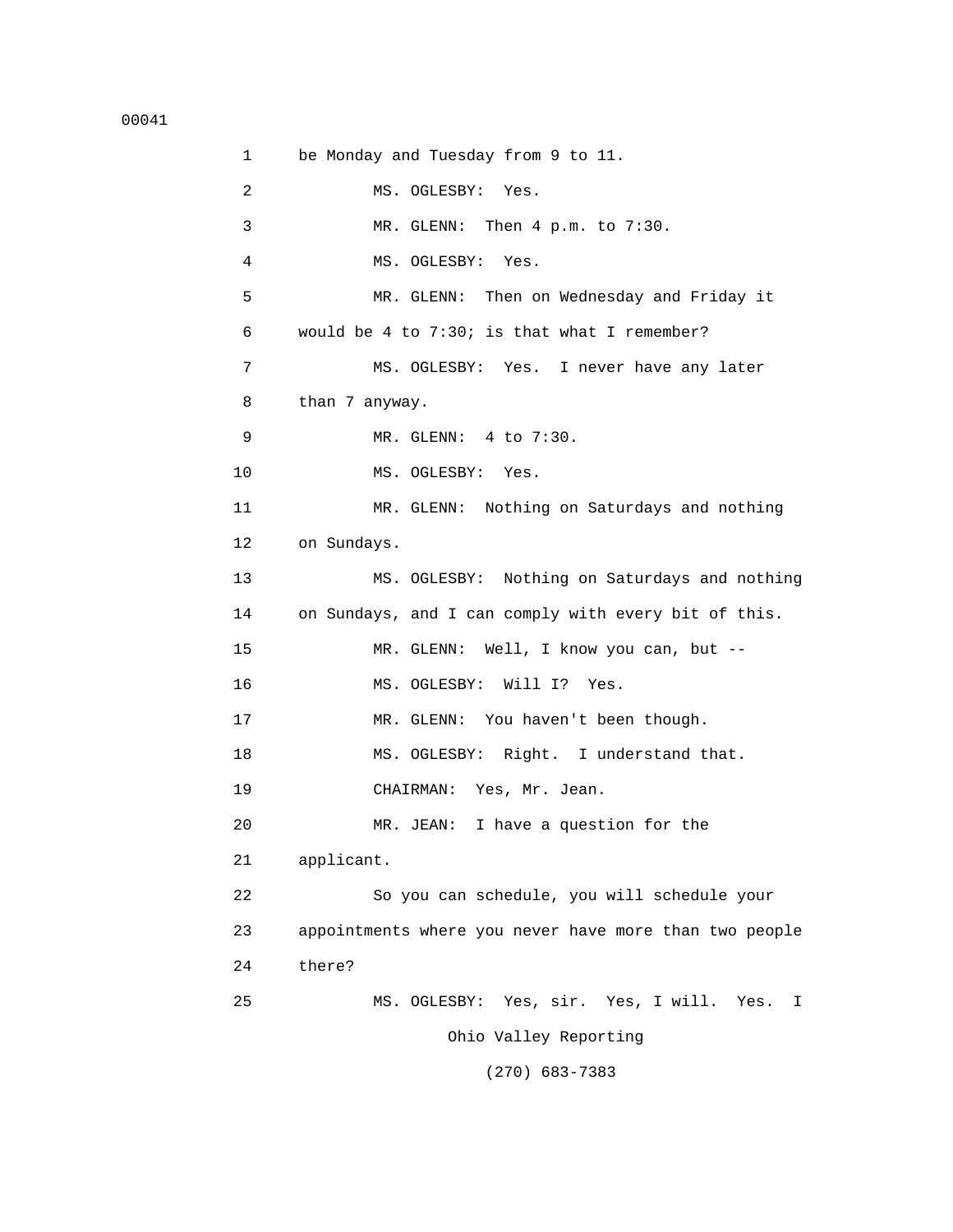be Monday and Tuesday from 9 to 11.

MS. OGLESBY: Yes.

MR. GLENN: Then 4 p.m. to 7:30.

MS. OGLESBY: Yes.

MR. GLENN: Then on Wednesday and Friday it would be 4 to 7:30; is that what I remember?

MS. OGLESBY: Yes. I never have any later than 7 anyway.

MR. GLENN: 4 to 7:30.

MS. OGLESBY: Yes.

MR. GLENN: Nothing on Saturdays and nothing on Sundays.

MS. OGLESBY: Nothing on Saturdays and nothing on Sundays, and I can comply with every bit of this.

MR. GLENN: Well, I know you can, but --

MS. OGLESBY: Will I? Yes.

MR. GLENN: You haven't been though.

MS. OGLESBY: Right. I understand that.

CHAIRMAN: Yes, Mr. Jean.

MR. JEAN: I have a question for the applicant.

So you can schedule, you will schedule your appointments where you never have more than two people there?

MS. OGLESBY: Yes, sir. Yes, I will. Yes. I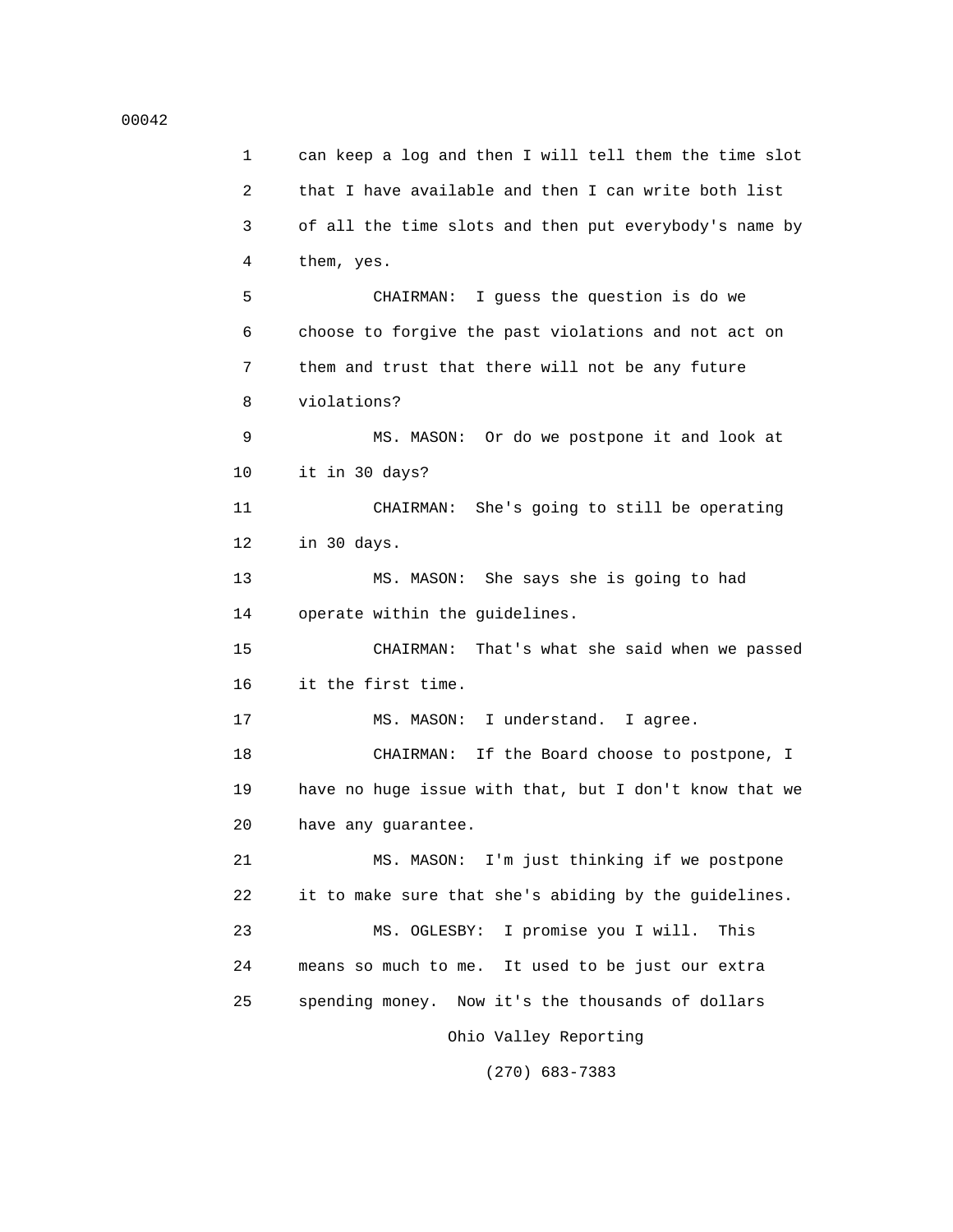can keep a log and then I will tell them the time slot that I have available and then I can write both list of all the time slots and then put everybody's name by them, yes.

CHAIRMAN: I guess the question is do we choose to forgive the past violations and not act on them and trust that there will not be any future violations?

MS. MASON: Or do we postpone it and look at it in 30 days?

CHAIRMAN: She's going to still be operating in 30 days.

MS. MASON: She says she is going to had operate within the guidelines.

CHAIRMAN: That's what she said when we passed it the first time.

MS. MASON: I understand. I agree.

CHAIRMAN: If the Board choose to postpone, I have no huge issue with that, but I don't know that we have any guarantee.

MS. MASON: I'm just thinking if we postpone it to make sure that she's abiding by the guidelines.

MS. OGLESBY: I promise you I will. This means so much to me. It used to be just our extra spending money. Now it's the thousands of dollars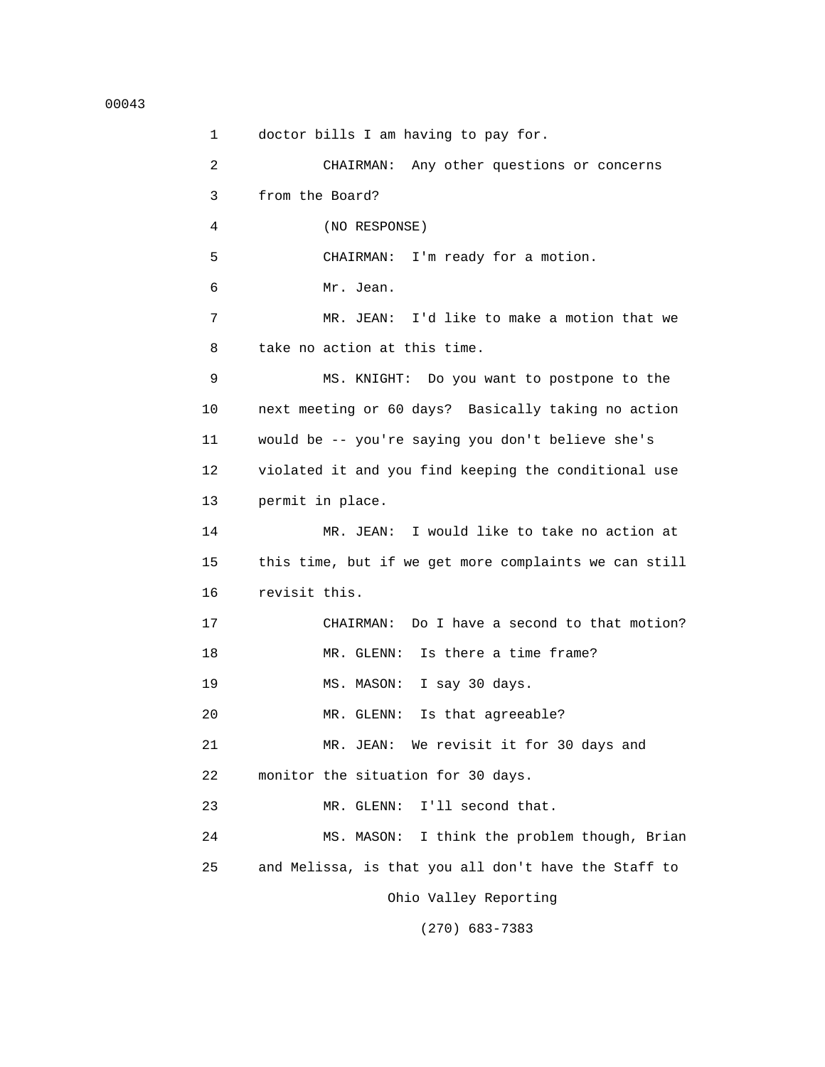1 doctor bills I am having to pay for.

2 CHAIRMAN: Any other questions or concerns

3 from the Board?

4 (NO RESPONSE)

5 CHAIRMAN: I'm ready for a motion.

6 Mr. Jean.

7 MR. JEAN: I'd like to make a motion that we

8 take no action at this time.

9 MS. KNIGHT: Do you want to postpone to the

10 next meeting or 60 days? Basically taking no action

11 would be -- you're saying you don't believe she's

12 violated it and you find keeping the conditional use

13 permit in place.

14 MR. JEAN: I would like to take no action at

15 this time, but if we get more complaints we can still

16 revisit this.

17 CHAIRMAN: Do I have a second to that motion?

18 MR. GLENN: Is there a time frame?

19 MS. MASON: I say 30 days.

20 MR. GLENN: Is that agreeable?

21 MR. JEAN: We revisit it for 30 days and

22 monitor the situation for 30 days.

23 MR. GLENN: I'll second that.

24 MS. MASON: I think the problem though, Brian

25 and Melissa, is that you all don't have the Staff to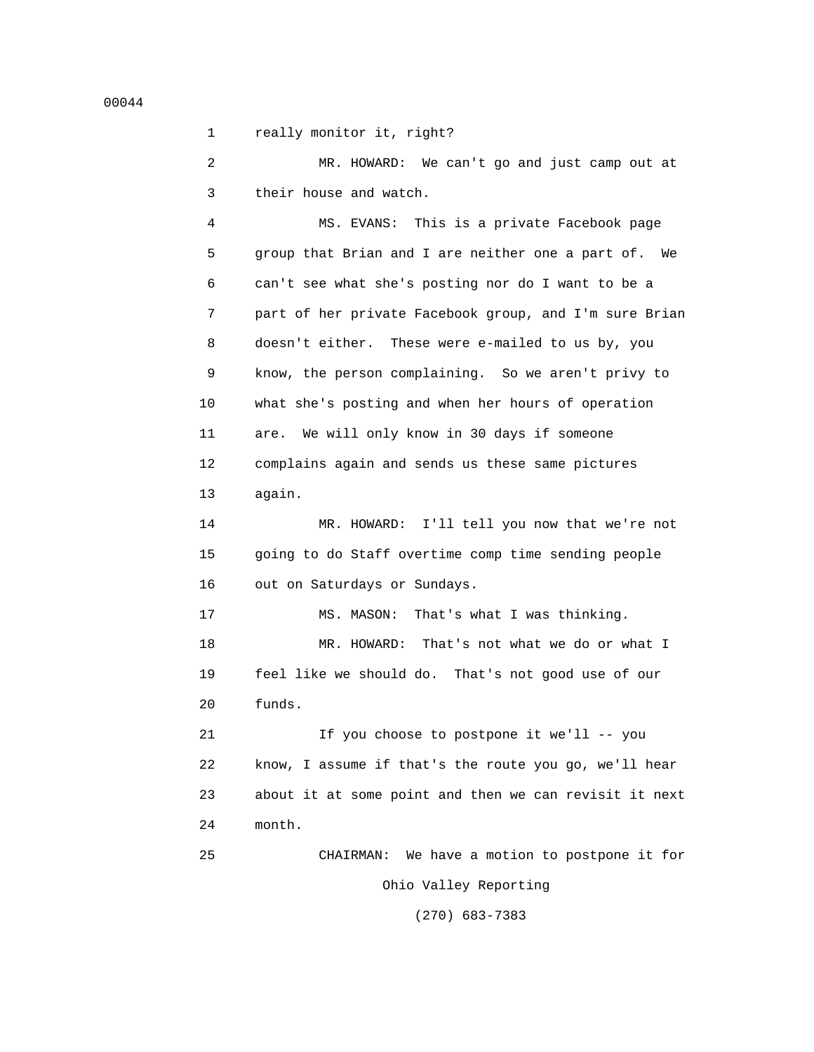really monitor it, right?

MR. HOWARD: We can't go and just camp out at their house and watch.

MS. EVANS: This is a private Facebook page group that Brian and I are neither one a part of. We can't see what she's posting nor do I want to be a part of her private Facebook group, and I'm sure Brian doesn't either. These were e-mailed to us by, you know, the person complaining. So we aren't privy to what she's posting and when her hours of operation are. We will only know in 30 days if someone complains again and sends us these same pictures again.

MR. HOWARD: I'll tell you now that we're not going to do Staff overtime comp time sending people out on Saturdays or Sundays.

MS. MASON: That's what I was thinking.

MR. HOWARD: That's not what we do or what I feel like we should do. That's not good use of our funds.

If you choose to postpone it we'll -- you know, I assume if that's the route you go, we'll hear about it at some point and then we can revisit it next month.

CHAIRMAN: We have a motion to postpone it for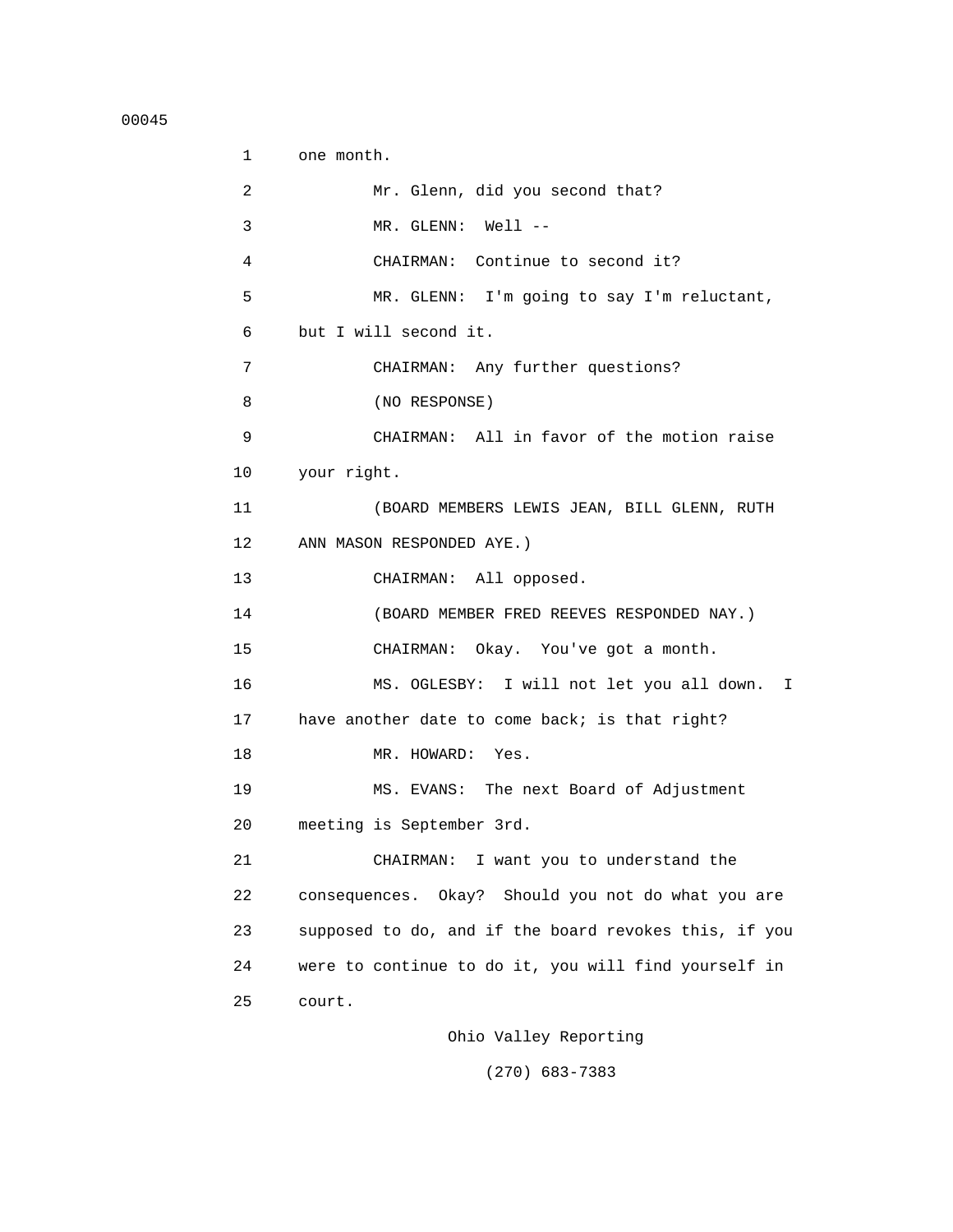one month.

Mr. Glenn, did you second that?

MR. GLENN: Well --

CHAIRMAN: Continue to second it?

MR. GLENN: I'm going to say I'm reluctant, but I will second it.

CHAIRMAN: Any further questions?

(NO RESPONSE)

CHAIRMAN: All in favor of the motion raise your right.

(BOARD MEMBERS LEWIS JEAN, BILL GLENN, RUTH ANN MASON RESPONDED AYE.)

CHAIRMAN: All opposed.

(BOARD MEMBER FRED REEVES RESPONDED NAY.)

CHAIRMAN: Okay. You've got a month.

MS. OGLESBY: I will not let you all down. I have another date to come back; is that right?

MR. HOWARD: Yes.

MS. EVANS: The next Board of Adjustment meeting is September 3rd.

CHAIRMAN: I want you to understand the consequences. Okay? Should you not do what you are supposed to do, and if the board revokes this, if you were to continue to do it, you will find yourself in court.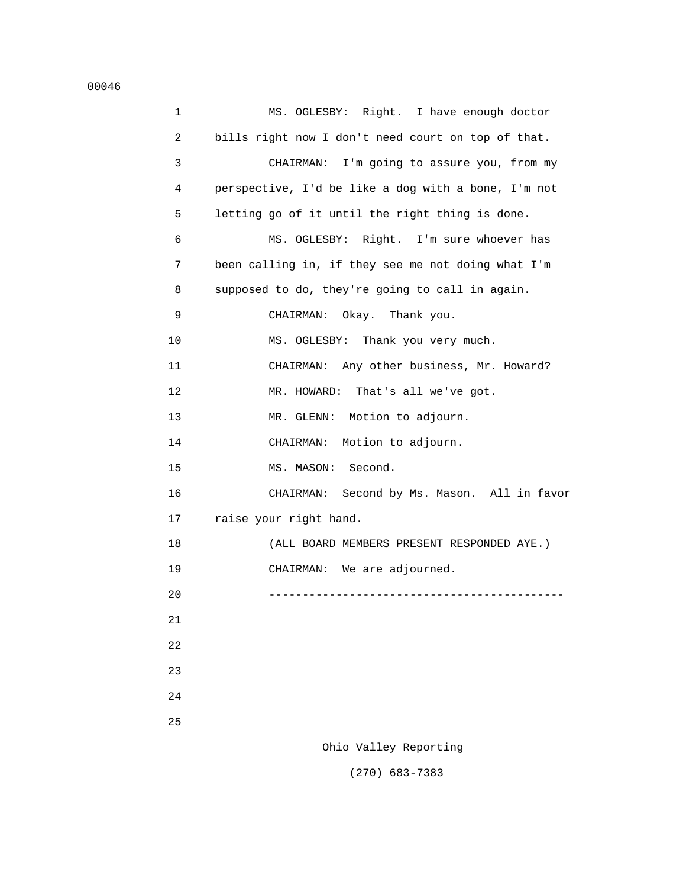MS. OGLESBY: Right. I have enough doctor bills right now I don't need court on top of that.

CHAIRMAN: I'm going to assure you, from my perspective, I'd be like a dog with a bone, I'm not letting go of it until the right thing is done.

MS. OGLESBY: Right. I'm sure whoever has been calling in, if they see me not doing what I'm supposed to do, they're going to call in again.

CHAIRMAN: Okay. Thank you.

MS. OGLESBY: Thank you very much.

CHAIRMAN: Any other business, Mr. Howard?

MR. HOWARD: That's all we've got.

MR. GLENN: Motion to adjourn.

CHAIRMAN: Motion to adjourn.

MS. MASON: Second.

CHAIRMAN: Second by Ms. Mason. All in favor raise your right hand.

(ALL BOARD MEMBERS PRESENT RESPONDED AYE.)

CHAIRMAN: We are adjourned.

--------------------------------------------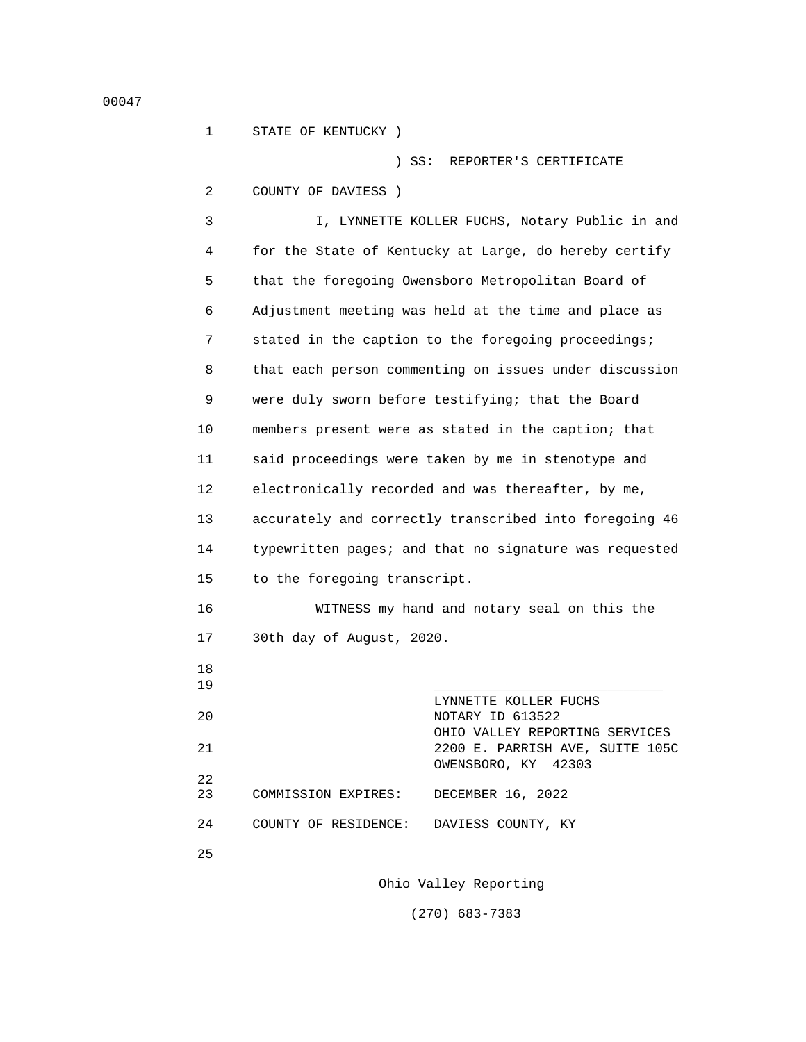STATE OF KENTUCKY )

) SS: REPORTER'S CERTIFICATE

COUNTY OF DAVIESS )

I, LYNNETTE KOLLER FUCHS, Notary Public in and for the State of Kentucky at Large, do hereby certify that the foregoing Owensboro Metropolitan Board of Adjustment meeting was held at the time and place as stated in the caption to the foregoing proceedings; that each person commenting on issues under discussion were duly sworn before testifying; that the Board members present were as stated in the caption; that said proceedings were taken by me in stenotype and electronically recorded and was thereafter, by me, accurately and correctly transcribed into foregoing 46 typewritten pages; and that no signature was requested to the foregoing transcript.

WITNESS my hand and notary seal on this the 30th day of August, 2020.

\_\_\_\_\_\_\_\_\_\_\_\_\_\_\_\_\_\_\_\_\_\_\_\_\_\_\_\_\_\_

LYNNETTE KOLLER FUCHS
NOTARY ID 613522
OHIO VALLEY REPORTING SERVICES
2200 E. PARRISH AVE, SUITE 105C
OWENSBORO, KY 42303

COMMISSION EXPIRES: DECEMBER 16, 2022

COUNTY OF RESIDENCE: DAVIESS COUNTY, KY